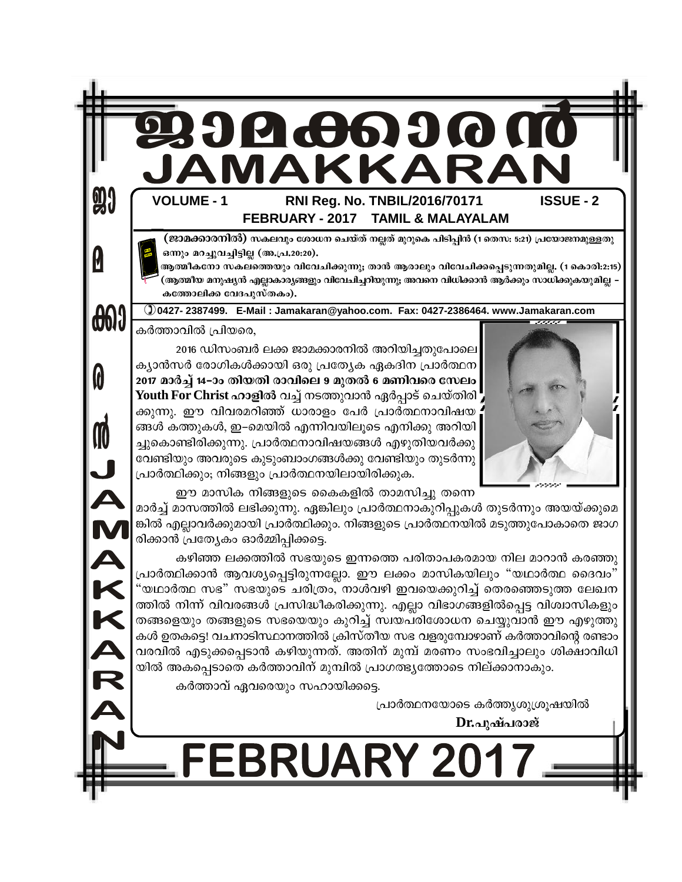# ജാമക്കാരൻ
# JAMAKKARAN

**VOLUME - 1** **RNI Reg. No. TNBIL/2016/70171** **ISSUE - 2**

**FEBRUARY - 2017 TAMIL & MALAYALAM**

**(ജാമക്കാരനിൽ)** സകലവും ശോധന ചെയ്ത് നല്ലത് മുറുകെ പിടിപ്പിൻ (1 തെസ: 5:21) പ്രയോജനമുള്ളതു ഒന്നും മറച്ചുവച്ചിട്ടില്ല (അ.പ്ര.20:20).

ആത്മീകനോ സകലത്തെയും വിവേചിക്കുന്നു; താൻ ആരാലും വിവേചിക്കപ്പെടുന്നതുമില്ല. (1 കൊരി:2:15) (ആത്മീയ മനുഷ്യൻ എല്ലാകാര്യങ്ങളും വിവേചിച്ചറിയുന്നു; അവനെ വിധിക്കാൻ ആർക്കും സാധിക്കുകയുമില്ല – കത്തോലിക്ക വേദപുസ്തകം).

0427- 2387499. E-Mail : Jamakaran@yahoo.com. Fax: 0427-2386464. www.Jamakaran.com

കർത്താവിൽ പ്രിയരെ,

2016 ഡിസംബർ ലക്ക ജാമക്കാരനിൽ അറിയിച്ചതുപോലെ ക്യാൻസർ രോഗികൾക്കായി ഒരു പ്രത്യേക ഏകദിന പ്രാർത്ഥന **2017 മാർച്ച് 14–ാം തിയതി രാവിലെ 9 മുതൽ 6 മണിവരെ സേലം Youth For Christ ഹാളിൽ** വച്ച് നടത്തുവാൻ ഏർപ്പാട് ചെയ്തിരിക്കുന്നു. ഈ വിവരമറിഞ്ഞ് ധാരാളം പേർ പ്രാർത്ഥനാവിഷയങ്ങൾ കത്തുകൾ, ഇ–മെയിൽ എന്നിവയിലൂടെ എനിക്കു അറിയിച്ചുകൊണ്ടിരിക്കുന്നു. പ്രാർത്ഥനാവിഷയങ്ങൾ എഴുതിയവർക്കു വേണ്ടിയും അവരുടെ കുടുംബാംഗങ്ങൾക്കു വേണ്ടിയും തുടർന്നു പ്രാർത്ഥിക്കും; നിങ്ങളും പ്രാർത്ഥനയിലായിരിക്കുക.

ഈ മാസിക നിങ്ങളുടെ കൈകളിൽ താമസിച്ചു തന്നെ മാർച്ച് മാസത്തിൽ ലഭിക്കുന്നു. ഏങ്കിലും പ്രാർത്ഥനാകുറിപ്പുകൾ തുടർന്നും അയയ്ക്കുമെങ്കിൽ എല്ലാവർക്കുമായി പ്രാർത്ഥിക്കും. നിങ്ങളുടെ പ്രാർത്ഥനയിൽ മടുത്തുപോകാതെ ജാഗരിക്കാൻ പ്രത്യേകം ഓർമ്മിപ്പിക്കട്ടെ.

കഴിഞ്ഞ ലക്കത്തിൽ സഭയുടെ ഇന്നത്തെ പരിതാപകരമായ നില മാറാൻ കരഞ്ഞു പ്രാർത്ഥിക്കാൻ ആവശ്യപ്പെട്ടിരുന്നല്ലോ. ഈ ലക്കം മാസികയിലും "യഥാർത്ഥ ദൈവം" "യഥാർത്ഥ സഭ" സഭയുടെ ചരിത്രം, നാൾവഴി ഇവയെക്കുറിച്ച് തെരഞ്ഞെടുത്ത ലേഖനത്തിൽ നിന്ന് വിവരങ്ങൾ പ്രസിദ്ധീകരിക്കുന്നു. എല്ലാ വിഭാഗങ്ങളിൽപ്പെട്ട വിശ്വാസികളും തങ്ങളെയും തങ്ങളുടെ സഭയെയും കുറിച്ച് സ്വയപരിശോധന ചെയ്യുവാൻ ഈ എഴുത്തുകൾ ഉതകട്ടെ! വചനാടിസ്ഥാനത്തിൽ ക്രിസ്തീയ സഭ വളരുമ്പോഴാണ് കർത്താവിന്റെ രണ്ടാം വരവിൽ എടുക്കപ്പെടാൻ കഴിയുന്നത്. അതിന് മുമ്പ് മരണം സംഭവിച്ചാലും ശിക്ഷാവിധിയിൽ അകപ്പെടാതെ കർത്താവിന് മുമ്പിൽ പ്രാഗത്ഭ്യത്തോടെ നില്ക്കാനാകും.

കർത്താവ് ഏവരെയും സഹായിക്കട്ടെ.

പ്രാർത്ഥനയോടെ കർത്തൃശുശ്രൂഷയിൽ

**Dr.പുഷ്പരാജ്**

# FEBRUARY 2017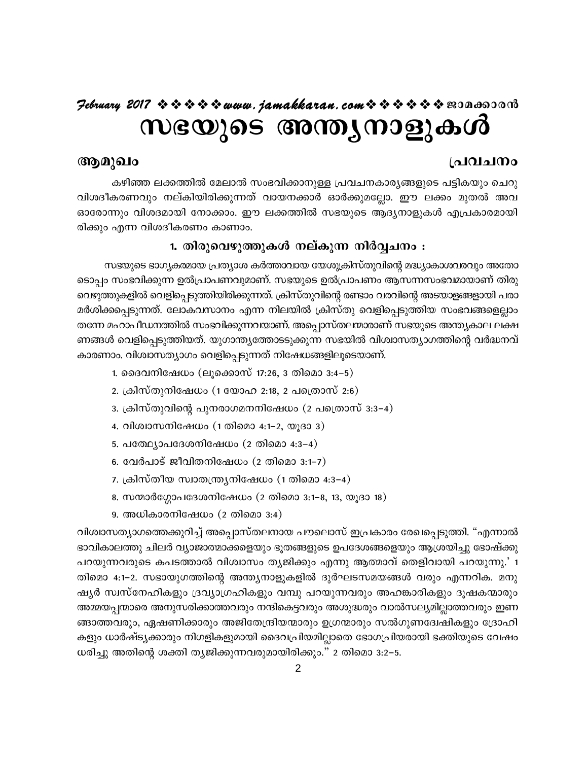# സഭയുടെ അന്ത്യനാളുകൾ

**ആമുഖം** **പ്രവചനം**

കഴിഞ്ഞ ലക്കത്തിൽ മേലാൽ സംഭവിക്കാനുള്ള പ്രവചനകാര്യങ്ങളുടെ പട്ടികയും ചെറു വിശദീകരണവും നല്കിയിരിക്കുന്നത് വായനക്കാർ ഓർക്കുമല്ലോ. ഈ ലക്കം മുതൽ അവ ഓരോന്നും വിശദമായി നോക്കാം. ഈ ലക്കത്തിൽ സഭയുടെ ആദ്യനാളുകൾ എപ്രകാരമായിരിക്കും എന്ന വിശദീകരണം കാണാം.

### 1. തിരുവെഴുത്തുകൾ നല്കുന്ന നിർവ്വചനം :

സഭയുടെ ഭാഗ്യകരമായ പ്രത്യാശ കർത്താവായ യേശുക്രിസ്തുവിന്റെ മദ്ധ്യാകാശവരവും അതോടൊപ്പം സംഭവിക്കുന്ന ഉൽപ്രാപണവുമാണ്. സഭയുടെ ഉൽപ്രാപണം ആസന്നസംഭവമായാണ് തിരുവെഴുത്തുകളിൽ വെളിപ്പെടുത്തിയിരിക്കുന്നത്. ക്രിസ്തുവിന്റെ രണ്ടാം വരവിന്റെ അടയാളങ്ങളായി പരാമർശിക്കപ്പെടുന്നത്. ലോകവസാനം എന്ന നിലയിൽ ക്രിസ്തു വെളിപ്പെടുത്തിയ സംഭവങ്ങളെല്ലാം തന്നേ മഹാപീഡനത്തിൽ സംഭവിക്കുന്നവയാണ്. അപ്പൊസ്തലന്മാരാണ് സഭയുടെ അന്ത്യകാല ലക്ഷണങ്ങൾ വെളിപ്പെടുത്തിയത്. യുഗാന്ത്യത്തോടടുക്കുന്ന സഭയിൽ വിശ്വാസത്യാഗത്തിന്റെ വർദ്ധനവ് കാരണാം. വിശ്വാസത്യാഗം വെളിപ്പെടുന്നത് നിഷേധങ്ങളിലൂടെയാണ്.

1. ദൈവനിഷേധം (ലൂക്കൊസ് 17:26, 3 തിമൊ 3:4–5)
2. ക്രിസ്തുനിഷേധം (1 യോഹ 2:18, 2 പത്രൊസ് 2:6)
3. ക്രിസ്തുവിന്റെ പുനരാഗമനനിഷേധം (2 പത്രൊസ് 3:3–4)
4. വിശ്വാസനിഷേധം (1 തിമൊ 4:1–2, യൂദാ 3)
5. പത്ഥ്യോപദേശനിഷേധം (2 തിമൊ 4:3–4)
6. വേർപാട് ജീവിതനിഷേധം (2 തിമൊ 3:1–7)
7. ക്രിസ്തീയ സ്വാതന്ത്ര്യനിഷേധം (1 തിമൊ 4:3–4)
8. സന്മാർഗ്ഗോപദേശനിഷേധം (2 തിമൊ 3:1–8, 13, യൂദാ 18)
9. അധികാരനിഷേധം (2 തിമൊ 3:4)

വിശ്വാസത്യാഗത്തെക്കുറിച്ച് അപ്പൊസ്തലനായ പൗലൊസ് ഇപ്രകാരം രേഖപ്പെടുത്തി. "എന്നാൽ ഭാവികാലത്തു ചിലർ വ്യാജാത്മാക്കളെയും ഭൂതങ്ങളുടെ ഉപദേശങ്ങളെയും ആശ്രയിച്ചു ഭോഷ്ക്കു പറയുന്നവരുടെ കപടത്താൽ വിശ്വാസം ത്യജിക്കും എന്നു ആത്മാവ് തെളിവായി പറയുന്നു.' 1 തിമൊ 4:1–2. സഭായുഗത്തിന്റെ അന്ത്യനാളുകളിൽ ദുർഘടസമയങ്ങൾ വരും എന്നറിക. മനുഷ്യർ സ്വസ്നേഹികളും ദ്രവ്യാഗ്രഹികളും വമ്പു പറയുന്നവരും അഹങ്കാരികളും ദൂഷകന്മാരും അമ്മയപ്പന്മാരെ അനുസരിക്കാത്തവരും നന്ദികെട്ടവരും അശുദ്ധരും വാൽസല്യമില്ലാത്തവരും ഇണങ്ങാത്തവരും, ഏഷണിക്കാരും അജിതേന്ദ്രിയന്മാരും ഉഗ്രന്മാരും സൽഗുണദ്വേഷികളും ദ്രോഹികളും ധാർഷ്ട്യക്കാരും നിഗളികളുമായി ദൈവപ്രിയമില്ലാതെ ഭോഗപ്രിയരായി ഭക്തിയുടെ വേഷം ധരിച്ചു അതിന്റെ ശക്തി ത്യജിക്കുന്നവരുമായിരിക്കും." 2 തിമൊ 3:2–5.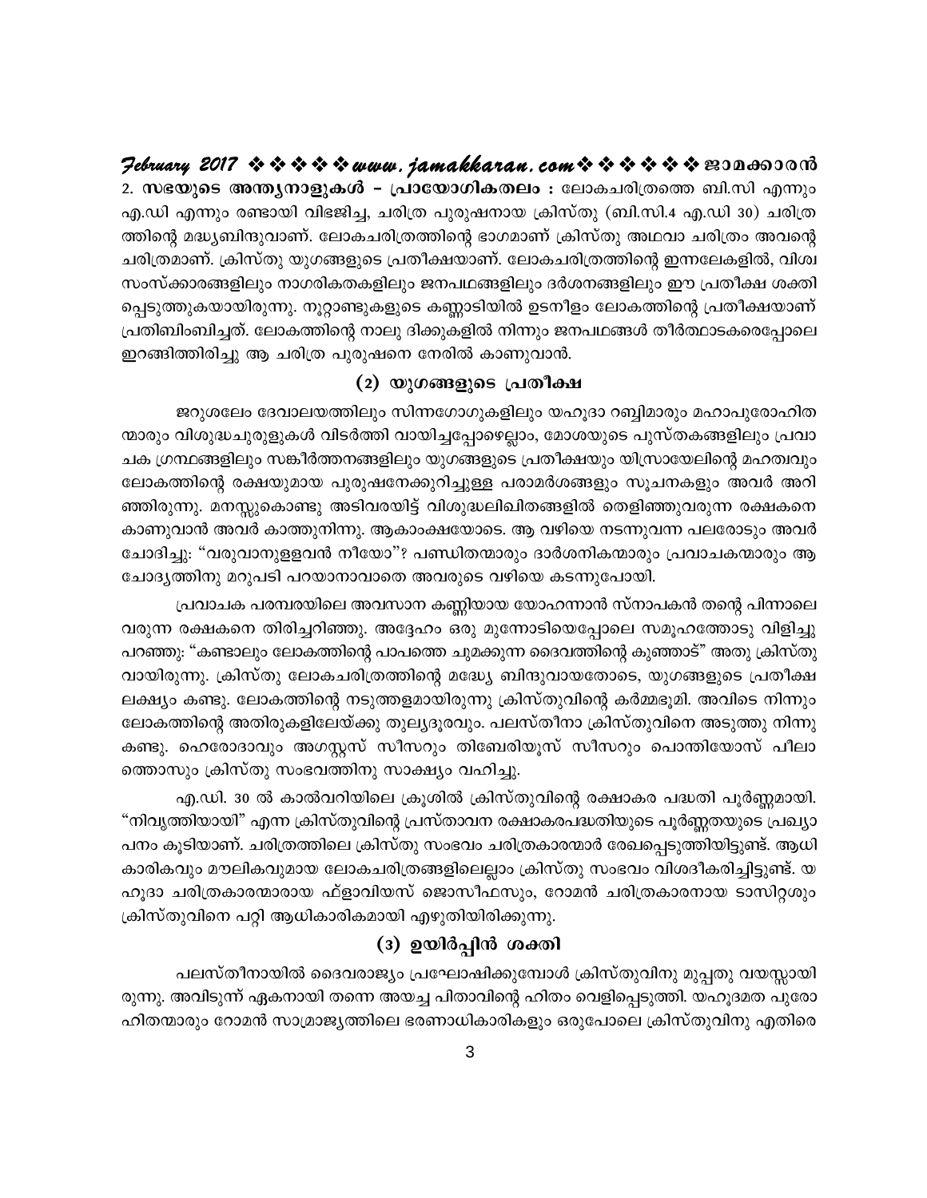2. **സഭയുടെ അന്ത്യനാളുകൾ – പ്രായോഗികതലം :** ലോകചരിത്രത്തെ ബി.സി എന്നും എ.ഡി എന്നും രണ്ടായി വിഭജിച്ച, ചരിത്ര പുരുഷനായ ക്രിസ്തു (ബി.സി.4 എ.ഡി 30) ചരിത്രത്തിന്റെ മദ്ധ്യബിന്ദുവാണ്. ലോകചരിത്രത്തിന്റെ ഭാഗമാണ് ക്രിസ്തു അഥവാ ചരിത്രം അവന്റെ ചരിത്രമാണ്. ക്രിസ്തു യുഗങ്ങളുടെ പ്രതീക്ഷയാണ്. ലോകചരിത്രത്തിന്റെ ഇന്നലേകളിൽ, വിശ്വ സംസ്ക്കാരങ്ങളിലും നാഗരികതകളിലും ജനപഥങ്ങളിലും ദർശനങ്ങളിലും ഈ പ്രതീക്ഷ ശക്തി പ്പെടുത്തുകയായിരുന്നു. നൂറ്റാണ്ടുകളുടെ കണ്ണാടിയിൽ ഉടനീളം ലോകത്തിന്റെ പ്രതീക്ഷയാണ് പ്രതിബിംബിച്ചത്. ലോകത്തിന്റെ നാലു ദിക്കുകളിൽ നിന്നും ജനപഥങ്ങൾ തീർത്ഥാടകരെപ്പോലെ ഇറങ്ങിത്തിരിച്ചു ആ ചരിത്ര പുരുഷനെ നേരിൽ കാണുവാൻ.

## (2) യുഗങ്ങളുടെ പ്രതീക്ഷ

ജറുശലേം ദേവാലയത്തിലും സിന്നഗോഗുകളിലും യഹൂദാ റബ്ബിമാരും മഹാപുരോഹിതന്മാരും വിശുദ്ധചുരുളുകൾ വിടർത്തി വായിച്ചപ്പോഴെല്ലാം, മോശയുടെ പുസ്തകങ്ങളിലും പ്രവാചക ഗ്രന്ഥങ്ങളിലും സങ്കീർത്തനങ്ങളിലും യുഗങ്ങളുടെ പ്രതീക്ഷയും യിസ്രായേലിന്റെ മഹത്വവും ലോകത്തിന്റെ രക്ഷയുമായ പുരുഷനേക്കുറിച്ചുള്ള പരാമർശങ്ങളും സൂചനകളും അവർ അറിഞ്ഞിരുന്നു. മനസ്സുകൊണ്ടു അടിവരയിട്ട് വിശുദ്ധലിഖിതങ്ങളിൽ തെളിഞ്ഞുവരുന്ന രക്ഷകനെ കാണുവാൻ അവർ കാത്തുനിന്നു. ആകാംക്ഷയോടെ. ആ വഴിയെ നടന്നുവന്ന പലരോടും അവർ ചോദിച്ചു: "വരുവാനുള്ളവൻ നീയോ"? പണ്ഡിതന്മാരും ദാർശനികന്മാരും പ്രവാചകന്മാരും ആ ചോദ്യത്തിനു മറുപടി പറയാനാവാതെ അവരുടെ വഴിയെ കടന്നുപോയി.

പ്രവാചക പരമ്പരയിലെ അവസാന കണ്ണിയായ യോഹന്നാൻ സ്നാപകൻ തന്റെ പിന്നാലെ വരുന്ന രക്ഷകനെ തിരിച്ചറിഞ്ഞു. അദ്ദേഹം ഒരു മുന്നോടിയെപ്പോലെ സമൂഹത്തോടു വിളിച്ചു പറഞ്ഞു: "കണ്ടാലും ലോകത്തിന്റെ പാപത്തെ ചുമക്കുന്ന ദൈവത്തിന്റെ കുഞ്ഞാട്" അതു ക്രിസ്തുവായിരുന്നു. ക്രിസ്തു ലോകചരിത്രത്തിന്റെ മദ്ധ്യേ ബിന്ദുവായതോടെ, യുഗങ്ങളുടെ പ്രതീക്ഷ ലക്ഷ്യം കണ്ടു. ലോകത്തിന്റെ നടുത്തളമായിരുന്നു ക്രിസ്തുവിന്റെ കർമ്മഭൂമി. അവിടെ നിന്നും ലോകത്തിന്റെ അതിരുകളിലേയ്ക്കു തുല്യദൂരവും. പലസ്തീനാ ക്രിസ്തുവിനെ അടുത്തു നിന്നു കണ്ടു. ഹെരോദാവും അഗസ്റ്റസ് സീസറും തിബേരിയൂസ് സീസറും പൊന്തിയോസ് പീലാത്തൊസും ക്രിസ്തു സംഭവത്തിനു സാക്ഷ്യം വഹിച്ചു.

എ.ഡി. 30 ൽ കാൽവറിയിലെ ക്രൂശിൽ ക്രിസ്തുവിന്റെ രക്ഷാകര പദ്ധതി പൂർണ്ണമായി. "നിവൃത്തിയായി" എന്ന ക്രിസ്തുവിന്റെ പ്രസ്താവന രക്ഷാകരപദ്ധതിയുടെ പൂർണ്ണതയുടെ പ്രഖ്യാപനം കൂടിയാണ്. ചരിത്രത്തിലെ ക്രിസ്തു സംഭവം ചരിത്രകാരന്മാർ രേഖപ്പെടുത്തിയിട്ടുണ്ട്. ആധികാരികവും മൗലികവുമായ ലോകചരിത്രങ്ങളിലെല്ലാം ക്രിസ്തു സംഭവം വിശദീകരിച്ചിട്ടുണ്ട്. യഹൂദാ ചരിത്രകാരന്മാരായ ഫ്ളാവിയസ് ജൊസീഫസും, റോമൻ ചരിത്രകാരനായ ടാസിറ്റസും ക്രിസ്തുവിനെ പറ്റി ആധികാരികമായി എഴുതിയിരിക്കുന്നു.

## (3) ഉയിർപ്പിൻ ശക്തി

പലസ്തീനായിൽ ദൈവരാജ്യം പ്രഘോഷിക്കുമ്പോൾ ക്രിസ്തുവിനു മുപ്പതു വയസ്സായിരുന്നു. അവിടുന്ന് ഏകനായി തന്നെ അയച്ച പിതാവിന്റെ ഹിതം വെളിപ്പെടുത്തി. യഹൂദമത പുരോഹിതന്മാരും റോമൻ സാമ്രാജ്യത്തിലെ ഭരണാധികാരികളും ഒരുപോലെ ക്രിസ്തുവിനു എതിരെ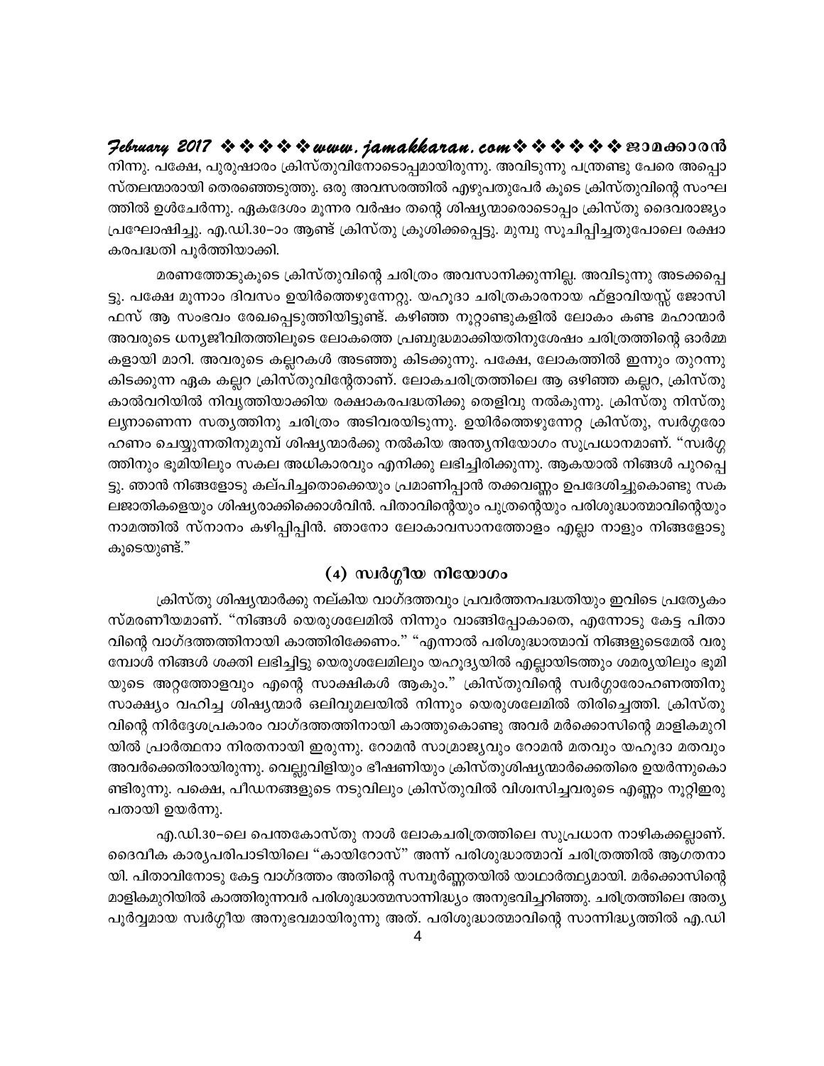നിന്നു. പക്ഷേ, പുരുഷാരം ക്രിസ്തുവിനോടൊപ്പമായിരുന്നു. അവിടുന്നു പന്ത്രണ്ടു പേരെ അപ്പൊസ്തലന്മാരായി തെരഞ്ഞെടുത്തു. ഒരു അവസരത്തിൽ എഴുപതുപേർ കൂടെ ക്രിസ്തുവിന്റെ സംഘത്തിൽ ഉൾചേർന്നു. ഏകദേശം മൂന്നര വർഷം തന്റെ ശിഷ്യന്മാരൊടൊപ്പം ക്രിസ്തു ദൈവരാജ്യം പ്രഘോഷിച്ചു. എ.ഡി.30–ാം ആണ്ട് ക്രിസ്തു ക്രൂശിക്കപ്പെട്ടു. മുമ്പു സൂചിപ്പിച്ചതുപോലെ രക്ഷാകരപദ്ധതി പൂർത്തിയാക്കി.

മരണത്തോടുകൂടെ ക്രിസ്തുവിന്റെ ചരിത്രം അവസാനിക്കുന്നില്ല. അവിടുന്നു അടക്കപ്പെട്ടു. പക്ഷേ മൂന്നാം ദിവസം ഉയിർത്തെഴുന്നേറ്റു. യഹൂദാ ചരിത്രകാരനായ ഫ്ളാവിയസ്സ് ജോസിഫസ് ആ സംഭവം രേഖപ്പെടുത്തിയിട്ടുണ്ട്. കഴിഞ്ഞ നൂറ്റാണ്ടുകളിൽ ലോകം കണ്ട മഹാന്മാർ അവരുടെ ധന്യജീവിതത്തിലൂടെ ലോകത്തെ പ്രബുദ്ധമാക്കിയതിനുശേഷം ചരിത്രത്തിന്റെ ഓർമ്മകളായി മാറി. അവരുടെ കല്ലറകൾ അടഞ്ഞു കിടക്കുന്നു. പക്ഷേ, ലോകത്തിൽ ഇന്നും തുറന്നു കിടക്കുന്ന ഏക കല്ലറ ക്രിസ്തുവിന്റേതാണ്. ലോകചരിത്രത്തിലെ ആ ഒഴിഞ്ഞ കല്ലറ, ക്രിസ്തു കാൽവറിയിൽ നിവൃത്തിയാക്കിയ രക്ഷാകരപദ്ധതിക്കു തെളിവു നൽകുന്നു. ക്രിസ്തു നിസ്തുല്യനാണെന്ന സത്യത്തിനു ചരിത്രം അടിവരയിടുന്നു. ഉയിർത്തെഴുന്നേറ്റ ക്രിസ്തു, സ്വർഗ്ഗരോഹണം ചെയ്യുന്നതിനുമുമ്പ് ശിഷ്യന്മാർക്കു നൽകിയ അന്ത്യനിയോഗം സുപ്രധാനമാണ്. "സ്വർഗ്ഗത്തിനും ഭൂമിയിലും സകല അധികാരവും എനിക്കു ലഭിച്ചിരിക്കുന്നു. ആകയാൽ നിങ്ങൾ പുറപ്പെട്ടു. ഞാൻ നിങ്ങളോടു കല്പിച്ചതൊക്കെയും പ്രമാണിപ്പാൻ തക്കവണ്ണം ഉപദേശിച്ചുകൊണ്ടു സകലജാതികളെയും ശിഷ്യരാക്കിക്കൊൾവിൻ. പിതാവിന്റെയും പുത്രന്റെയും പരിശുദ്ധാത്മാവിന്റെയും നാമത്തിൽ സ്നാനം കഴിപ്പിപ്പിൻ. ഞാനോ ലോകാവസാനത്തോളം എല്ലാ നാളും നിങ്ങളോടു കൂടെയുണ്ട്."

## (4) സ്വർഗ്ഗീയ നിയോഗം

ക്രിസ്തു ശിഷ്യന്മാർക്കു നല്കിയ വാഗ്ദത്തവും പ്രവർത്തനപദ്ധതിയും ഇവിടെ പ്രത്യേകം സ്മരണീയമാണ്. "നിങ്ങൾ യെരുശലേമിൽ നിന്നും വാങ്ങിപ്പോകാതെ, എന്നോടു കേട്ട പിതാവിന്റെ വാഗ്ദത്തത്തിനായി കാത്തിരിക്കേണം." "എന്നാൽ പരിശുദ്ധാത്മാവ് നിങ്ങളുടെമേൽ വരുമ്പോൾ നിങ്ങൾ ശക്തി ലഭിച്ചിട്ടു യെരുശലേമിലും യഹൂദ്യയിൽ എല്ലായിടത്തും ശമര്യയിലും ഭൂമിയുടെ അറ്റത്തോളവും എന്റെ സാക്ഷികൾ ആകും." ക്രിസ്തുവിന്റെ സ്വർഗ്ഗാരോഹണത്തിനു സാക്ഷ്യം വഹിച്ച ശിഷ്യന്മാർ ഒലിവുമലയിൽ നിന്നും യെരുശലേമിൽ തിരിച്ചെത്തി. ക്രിസ്തുവിന്റെ നിർദ്ദേശപ്രകാരം വാഗ്ദത്തത്തിനായി കാത്തുകൊണ്ടു അവർ മർക്കൊസിന്റെ മാളികമുറിയിൽ പ്രാർത്ഥനാ നിരതനായി ഇരുന്നു. റോമൻ സാമ്രാജ്യവും റോമൻ മതവും യഹൂദാ മതവും അവർക്കെതിരായിരുന്നു. വെല്ലുവിളിയും ഭീഷണിയും ക്രിസ്തുശിഷ്യന്മാർക്കെതിരെ ഉയർന്നുകൊണ്ടിരുന്നു. പക്ഷെ, പീഡനങ്ങളുടെ നടുവിലും ക്രിസ്തുവിൽ വിശ്വസിച്ചവരുടെ എണ്ണം നൂറ്റിഇരുപതായി ഉയർന്നു.

എ.ഡി.30–ലെ പെന്തകോസ്തു നാൾ ലോകചരിത്രത്തിലെ സുപ്രധാന നാഴികക്കല്ലാണ്. ദൈവീക കാര്യപരിപാടിയിലെ "കായിറോസ്" അന്ന് പരിശുദ്ധാത്മാവ് ചരിത്രത്തിൽ ആഗതനായി. പിതാവിനോടു കേട്ട വാഗ്ദത്തം അതിന്റെ സമ്പൂർണ്ണതയിൽ യാഥാർത്ഥ്യമായി. മർക്കൊസിന്റെ മാളികമുറിയിൽ കാത്തിരുന്നവർ പരിശുദ്ധാത്മസാന്നിദ്ധ്യം അനുഭവിച്ചറിഞ്ഞു. ചരിത്രത്തിലെ അത്യപൂർവ്വമായ സ്വർഗ്ഗീയ അനുഭവമായിരുന്നു അത്. പരിശുദ്ധാത്മാവിന്റെ സാന്നിദ്ധ്യത്തിൽ എ.ഡി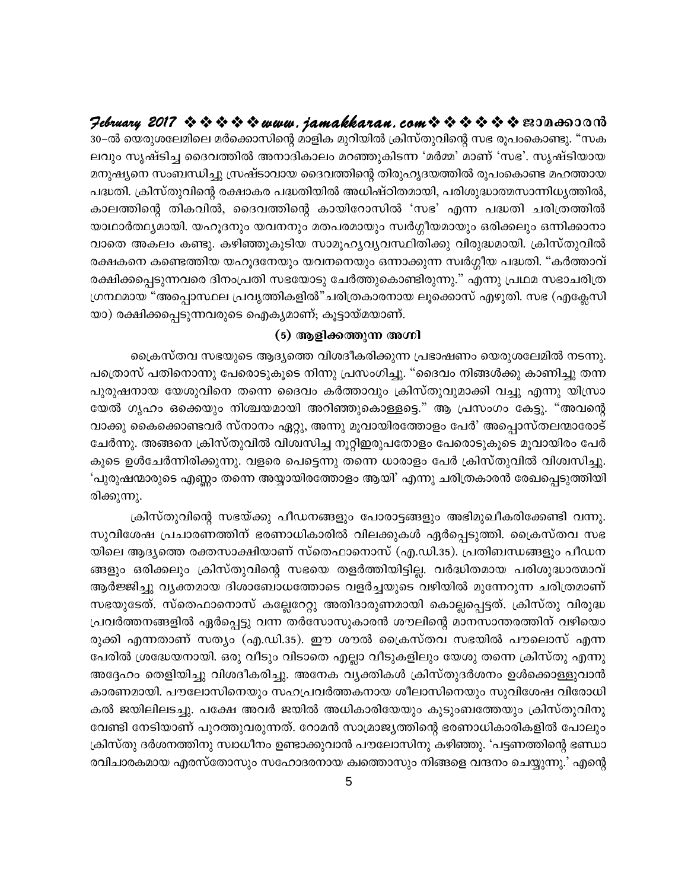30–ൽ യെരുശലേമിലെ മർക്കൊസിന്റെ മാളിക മുറിയിൽ ക്രിസ്തുവിന്റെ സഭ രൂപംകൊണ്ടു. "സകലവും സൃഷ്ടിച്ച ദൈവത്തിൽ അനാദികാലം മറഞ്ഞുകിടന്ന 'മർമ്മ' മാണ് 'സഭ'. സൃഷ്ടിയായ മനുഷ്യനെ സംബന്ധിച്ചു സ്രഷ്ടാവായ ദൈവത്തിന്റെ തിരുഹൃദയത്തിൽ രൂപംകൊണ്ട മഹത്തായ പദ്ധതി. ക്രിസ്തുവിന്റെ രക്ഷാകര പദ്ധതിയിൽ അധിഷ്ഠിതമായി, പരിശുദ്ധാത്മസാന്നിധ്യത്തിൽ, കാലത്തിന്റെ തികവിൽ, ദൈവത്തിന്റെ കായിറോസിൽ 'സഭ' എന്ന പദ്ധതി ചരിത്രത്തിൽ യാഥാർത്ഥ്യമായി. യഹൂദനും യവനനും മതപരമായും സ്വർഗ്ഗീയമായും ഒരിക്കലും ഒന്നിക്കാനാവാതെ അകലം കണ്ടു. കഴിഞ്ഞുകൂടിയ സാമൂഹ്യവ്യവസ്ഥിതിക്കു വിരുദ്ധമായി. ക്രിസ്തുവിൽ രക്ഷകനെ കണ്ടെത്തിയ യഹൂദനേയും യവനനെയും ഒന്നാക്കുന്ന സ്വർഗ്ഗീയ പദ്ധതി. "കർത്താവ് രക്ഷിക്കപ്പെടുന്നവരെ ദിനംപ്രതി സഭയോടു ചേർത്തുകൊണ്ടിരുന്നു." എന്നു പ്രഥമ സഭാചരിത്ര ഗ്രന്ഥമായ "അപ്പൊസ്ഥല പ്രവൃത്തികളിൽ"ചരിത്രകാരനായ ലൂക്കൊസ് എഴുതി. സഭ (എക്ലേസിയാ) രക്ഷിക്കപ്പെടുന്നവരുടെ ഐക്യമാണ്; കൂട്ടായ്മയാണ്.

### (5) ആളിക്കത്തുന്ന അഗ്നി

ക്രൈസ്തവ സഭയുടെ ആദ്യത്തെ വിശദീകരിക്കുന്ന പ്രഭാഷണം യെരുശലേമിൽ നടന്നു. പത്രൊസ് പതിനൊന്നു പേരൊടുകൂടെ നിന്നു പ്രസംഗിച്ചു. "ദൈവം നിങ്ങൾക്കു കാണിച്ചു തന്ന പുരുഷനായ യേശുവിനെ തന്നെ ദൈവം കർത്താവും ക്രിസ്തുവുമാക്കി വച്ചു എന്നു യിസ്രായേൽ ഗൃഹം ഒക്കെയും നിശ്ചയമായി അറിഞ്ഞുകൊള്ളട്ടെ." ആ പ്രസംഗം കേട്ടു. "അവന്റെ വാക്കു കൈക്കൊണ്ടവർ സ്നാനം ഏറ്റു, അന്നു മൂവായിരത്തോളം പേർ' അപ്പൊസ്തലന്മാരോട് ചേർന്നു. അങ്ങനെ ക്രിസ്തുവിൽ വിശ്വസിച്ച നൂറ്റിഇരുപതോളം പേരൊടുകൂടെ മൂവായിരം പേർ കൂടെ ഉൾചേർന്നിരിക്കുന്നു. വളരെ പെട്ടെന്നു തന്നെ ധാരാളം പേർ ക്രിസ്തുവിൽ വിശ്വസിച്ചു. 'പുരുഷന്മാരുടെ എണ്ണം തന്നെ അയ്യായിരത്തോളം ആയി' എന്നു ചരിത്രകാരൻ രേഖപ്പെടുത്തിയിരിക്കുന്നു.

ക്രിസ്തുവിന്റെ സഭയ്ക്കു പീഡനങ്ങളും പോരാട്ടങ്ങളും അഭിമുഖീകരിക്കേണ്ടി വന്നു. സുവിശേഷ പ്രചാരണത്തിന് ഭരണാധികാരിൽ വിലക്കുകൾ ഏർപ്പെടുത്തി. ക്രൈസ്തവ സഭയിലെ ആദ്യത്തെ രക്തസാക്ഷിയാണ് സ്തെഫാനൊസ് (എ.ഡി.35). പ്രതിബന്ധങ്ങളും പീഡനങ്ങളും ഒരിക്കലും ക്രിസ്തുവിന്റെ സഭയെ തളർത്തിയിട്ടില്ല. വർദ്ധിതമായ പരിശുദ്ധാത്മാവ് ആർജ്ജിച്ചു വ്യക്തമായ ദിശാബോധത്തോടെ വളർച്ചയുടെ വഴിയിൽ മുന്നേറുന്ന ചരിത്രമാണ് സഭയുടേത്. സ്തെഫാനൊസ് കല്ലേറേറ്റു അതിദാരുണമായി കൊല്ലപ്പെട്ടത്. ക്രിസ്തു വിരുദ്ധ പ്രവർത്തനങ്ങളിൽ ഏർപ്പെട്ടു വന്ന തർസോസുകാരൻ ശൗലിന്റെ മാനസാന്തരത്തിന് വഴിയൊരുക്കി എന്നതാണ് സത്യം (എ.ഡി.35). ഈ ശൗൽ ക്രൈസ്തവ സഭയിൽ പൗലൊസ് എന്ന പേരിൽ ശ്രദ്ധേയനായി. ഒരു വീടും വിടാതെ എല്ലാ വീടുകളിലും യേശു തന്നെ ക്രിസ്തു എന്നു അദ്ദേഹം തെളിയിച്ചു വിശദീകരിച്ചു. അനേക വ്യക്തികൾ ക്രിസ്തുദർശനം ഉൾക്കൊള്ളുവാൻ കാരണമായി. പൗലോസിനെയും സഹപ്രവർത്തകനായ ശീലാസിനെയും സുവിശേഷ വിരോധികൽ ജയിലിലടച്ചു. പക്ഷേ അവർ ജയിൽ അധികാരിയേയും കുടുംബത്തേയും ക്രിസ്തുവിനു വേണ്ടി നേടിയാണ് പുറത്തുവരുന്നത്. റോമൻ സാമ്രാജ്യത്തിന്റെ ഭരണാധികാരികളിൽ പോലും ക്രിസ്തു ദർശനത്തിനു സ്വാധീനം ഉണ്ടാക്കുവാൻ പൗലോസിനു കഴിഞ്ഞു. 'പട്ടണത്തിന്റെ ഭണ്ഡാരവിചാരകമായ എരസ്തോസും സഹോദരനായ ക്വത്തൊസും നിങ്ങളെ വന്ദനം ചെയ്യുന്നു.' എന്റെ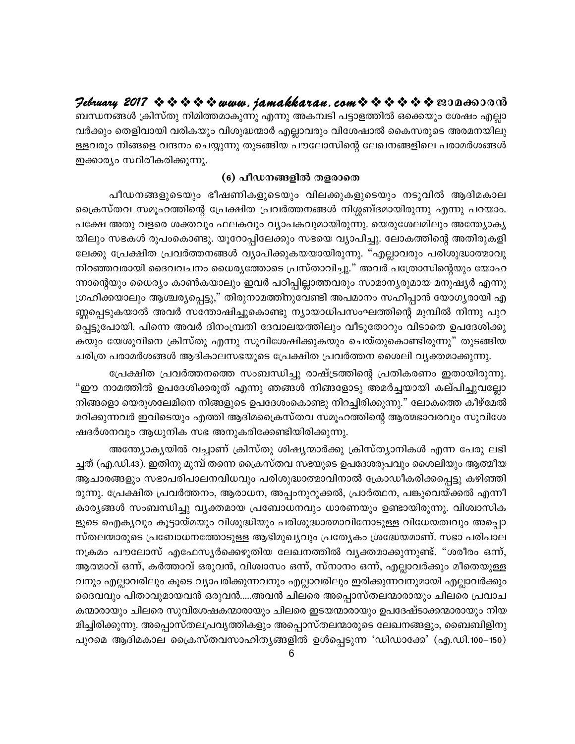ബന്ധനങ്ങൾ ക്രിസ്തു നിമിത്തമാകുന്നു എന്നു അകമ്പടി പട്ടാളത്തിൽ ഒക്കെയും ശേഷം എല്ലാവർക്കും തെളിവായി വരികയും വിശുദ്ധന്മാർ എല്ലാവരും വിശേഷാൽ കൈസരുടെ അരമനയിലുള്ളവരും നിങ്ങളെ വന്ദനം ചെയ്യുന്നു തുടങ്ങിയ പൗലോസിന്റെ ലേഖനങ്ങളിലെ പരാമർശങ്ങൾ ഇക്കാര്യം സ്ഥിരീകരിക്കുന്നു.

### (6) പീഡനങ്ങളിൽ തളരാതെ

പീഡനങ്ങളുടെയും ഭീഷണികളുടെയും വിലക്കുകളുടെയും നടുവിൽ ആദിമകാല ക്രൈസ്തവ സമൂഹത്തിന്റെ പ്രേക്ഷിത പ്രവർത്തനങ്ങൾ നിശ്ശബ്ദമായിരുന്നു എന്നു പറയാം. പക്ഷേ അതു വളരെ ശക്തവും ഫലകവും വ്യാപകവുമായിരുന്നു. യെരുശേലമിലും അന്ത്യോക്യയിലും സഭകൾ രൂപംകൊണ്ടു. യൂറോപ്പിലേക്കും സഭയെ വ്യാപിച്ചു. ലോകത്തിന്റെ അതിരുകളിലേക്കു പ്രേക്ഷിത പ്രവർത്തനങ്ങൾ വ്യാപിക്കുകയയായിരുന്നു. "എല്ലാവരും പരിശുദ്ധാത്മാവു നിറഞ്ഞവരായി ദൈവവചനം ധൈര്യത്തോടെ പ്രസ്താവിച്ചു." അവർ പത്രോസിന്റെയും യോഹന്നാന്റെയും ധൈര്യം കാൺകയാലും ഇവർ പഠിപ്പില്ലാത്തവരും സാമാന്യരുമായ മനുഷ്യർ എന്നു ഗ്രഹിക്കയാലും ആശ്ചര്യപ്പെട്ടു," തിരുനാമത്തിനുവേണ്ടി അപമാനം സഹിപ്പാൻ യോഗ്യരായി എണ്ണപ്പെടുകയാൽ അവർ സന്തോഷിച്ചുകൊണ്ടു ന്യായാധിപസംഘത്തിന്റെ മുമ്പിൽ നിന്നു പുറപ്പെട്ടുപോയി. പിന്നെ അവർ ദിനംപ്രതി ദേവാലയത്തിലും വീടുതോറും വിടാതെ ഉപദേശിക്കുകയും യേശുവിനെ ക്രിസ്തു എന്നു സുവിശേഷിക്കുകയും ചെയ്തുകൊണ്ടിരുന്നു" തുടങ്ങിയ ചരിത്ര പരാമർശങ്ങൾ ആദികാലസഭയുടെ പ്രേക്ഷിത പ്രവർത്തന ശൈലി വ്യക്തമാക്കുന്നു.

പ്രേക്ഷിത പ്രവർത്തനത്തെ സംബന്ധിച്ചു രാഷ്ട്രത്തിന്റെ പ്രതികരണം ഇതായിരുന്നു. "ഈ നാമത്തിൽ ഉപദേശിക്കരുത് എന്നു ഞങ്ങൾ നിങ്ങളോടു അമർച്ചയായി കല്പിച്ചുവല്ലോ നിങ്ങളോ യെരുശലേമിനെ നിങ്ങളുടെ ഉപദേശംകൊണ്ടു നിറച്ചിരിക്കുന്നു." ലോകത്തെ കീഴ്മേൽ മറിക്കുന്നവർ ഇവിടെയും എത്തി ആദിമക്രൈസ്തവ സമൂഹത്തിന്റെ ആത്മഭാവരവും സുവിശേഷദർശനവും ആധുനിക സഭ അനുകരിക്കേണ്ടിയിരിക്കുന്നു.

അന്ത്യോക്യയിൽ വച്ചാണ് ക്രിസ്തു ശിഷ്യന്മാർക്കു ക്രിസ്ത്യാനികൾ എന്ന പേരു ലഭിച്ചത് (എ.ഡി.43). ഇതിനു മുമ്പ് തന്നെ ക്രൈസ്തവ സഭയുടെ ഉപദേശരൂപവും ശൈലിയും ആത്മീയ ആചാരങ്ങളും സഭാപരിപാലനവിധവും പരിശുദ്ധാത്മാവിനാൽ ക്രോഡീകരിക്കപ്പെട്ടു കഴിഞ്ഞിരുന്നു. പ്രേക്ഷിത പ്രവർത്തനം, ആരാധന, അപ്പംനുറുക്കൽ, പ്രാർത്ഥന, പങ്കുവെയ്ക്കൽ എന്നീ കാര്യങ്ങൾ സംബന്ധിച്ചു വ്യക്തമായ പ്രബോധനവും ധാരണയും ഉണ്ടായിരുന്നു. വിശ്വാസികളുടെ ഐക്യവും കൂട്ടായ്മയും വിശുദ്ധിയും പരിശുദ്ധാത്മാവിനോടുള്ള വിധേയത്വവും അപ്പൊസ്തലന്മാരുടെ പ്രബോധനത്തോടുള്ള ആഭിമുഖ്യവും പ്രത്യേകം ശ്രദ്ധേയമാണ്. സഭാ പരിപാലനക്രമം പൗലോസ് എഫേസ്യർക്കെഴുതിയ ലേഖനത്തിൽ വ്യക്തമാക്കുന്നുണ്ട്. "ശരീരം ഒന്ന്, ആത്മാവ് ഒന്ന്, കർത്താവ് ഒരുവൻ, വിശ്വാസം ഒന്ന്, സ്നാനം ഒന്ന്, എല്ലാവർക്കും മീതെയുള്ളവനും എല്ലാവരിലും കൂടെ വ്യാപരിക്കുന്നവനും എല്ലാവരിലും ഇരിക്കുന്നവനുമായി എല്ലാവർക്കും ദൈവവും പിതാവുമായവൻ ഒരുവൻ.....അവൻ ചിലരെ അപ്പൊസ്തലന്മാരായും ചിലരെ പ്രവാചകന്മാരായും ചിലരെ സുവിശേഷകന്മാരായും ചിലരെ ഇടയന്മാരായും ഉപദേഷ്ടാക്കന്മാരായും നിയമിച്ചിരിക്കുന്നു. അപ്പൊസ്തലപ്രവൃത്തികളും അപ്പൊസ്തലന്മാരുടെ ലേഖനങ്ങളും, ബൈബിളിനു പുറമെ ആദിമകാല ക്രൈസ്തവസാഹിത്യങ്ങളിൽ ഉൾപ്പെടുന്ന 'ഡിഡാക്കേ' (എ.ഡി.100-150)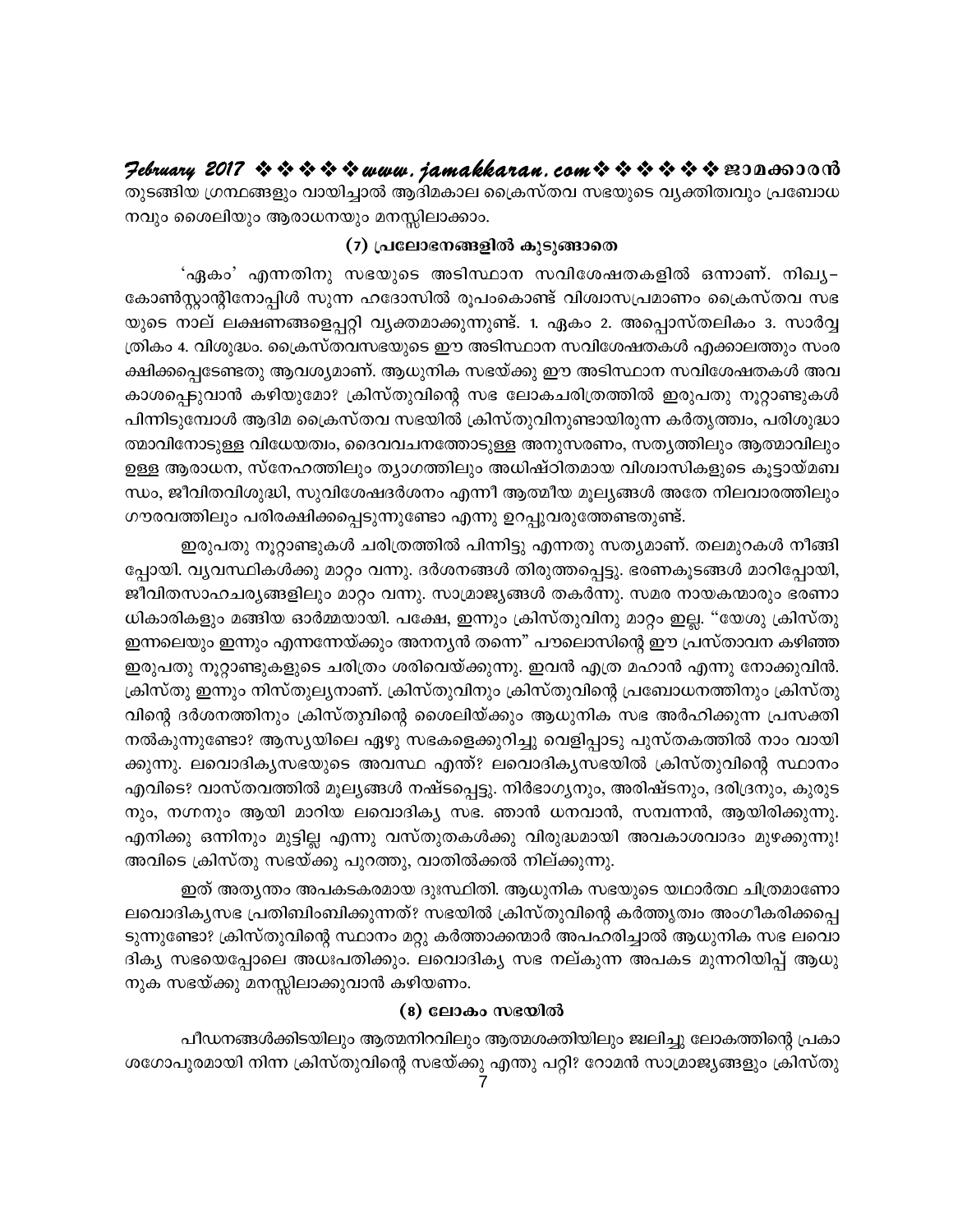തുടങ്ങിയ ഗ്രന്ഥങ്ങളും വായിച്ചാൽ ആദിമകാല ക്രൈസ്തവ സഭയുടെ വ്യക്തിത്വവും പ്രബോധനവും ശൈലിയും ആരാധനയും മനസ്സിലാക്കാം.

### (7) പ്രലോഭനങ്ങളിൽ കുടുങ്ങാതെ

'ഏകം' എന്നതിനു സഭയുടെ അടിസ്ഥാന സവിശേഷതകളിൽ ഒന്നാണ്. നിഖ്യ–കോൺസ്റ്റാന്റിനോപ്പിൾ സുന്നഹദോസിൽ രൂപംകൊണ്ട് വിശ്വാസപ്രമാണം ക്രൈസ്തവ സഭയുടെ നാല് ലക്ഷണങ്ങളെപ്പറ്റി വ്യക്തമാക്കുന്നുണ്ട്. 1. ഏകം 2. അപ്പൊസ്തലികം 3. സാർവ്വത്രികം 4. വിശുദ്ധം. ക്രൈസ്തവസഭയുടെ ഈ അടിസ്ഥാന സവിശേഷതകൾ എക്കാലത്തും സംരക്ഷിക്കപ്പെടേണ്ടതു ആവശ്യമാണ്. ആധുനിക സഭയ്ക്കു ഈ അടിസ്ഥാന സവിശേഷതകൾ അവകാശപ്പെടുവാൻ കഴിയുമോ? ക്രിസ്തുവിന്റെ സഭ ലോകചരിത്രത്തിൽ ഇരുപതു നൂറ്റാണ്ടുകൾ പിന്നിടുമ്പോൾ ആദിമ ക്രൈസ്തവ സഭയിൽ ക്രിസ്തുവിനുണ്ടായിരുന്ന കർതൃത്വം, പരിശുദ്ധാത്മാവിനോടുള്ള വിധേയത്വം, ദൈവവചനത്തോടുള്ള അനുസരണം, സത്യത്തിലും ആത്മാവിലും ഉള്ള ആരാധന, സ്നേഹത്തിലും ത്യാഗത്തിലും അധിഷ്ഠിതമായ വിശ്വാസികളുടെ കൂട്ടായ്മബന്ധം, ജീവിതവിശുദ്ധി, സുവിശേഷദർശനം എന്നീ ആത്മീയ മൂല്യങ്ങൾ അതേ നിലവാരത്തിലും ഗൗരവത്തിലും പരിരക്ഷിക്കപ്പെടുന്നുണ്ടോ എന്നു ഉറപ്പുവരുത്തേണ്ടതുണ്ട്.

ഇരുപതു നൂറ്റാണ്ടുകൾ ചരിത്രത്തിൽ പിന്നിട്ടു എന്നതു സത്യമാണ്. തലമുറകൾ നീങ്ങിപ്പോയി. വ്യവസ്ഥിതികൾക്കു മാറ്റം വന്നു. ദർശനങ്ങൾ തിരുത്തപ്പെട്ടു. ഭരണകൂടങ്ങൾ മാറിപ്പോയി, ജീവിതസാഹചര്യങ്ങളിലും മാറ്റം വന്നു. സാമ്രാജ്യങ്ങൾ തകർന്നു. സമര നായകന്മാരും ഭരണാധികാരികളും മങ്ങിയ ഓർമ്മയായി. പക്ഷേ, ഇന്നും ക്രിസ്തുവിനു മാറ്റം ഇല്ല. "യേശു ക്രിസ്തു ഇന്നലെയും ഇന്നും എന്നന്നേയ്ക്കും അനന്യൻ തന്നെ" പൗലൊസിന്റെ ഈ പ്രസ്താവന കഴിഞ്ഞ ഇരുപതു നൂറ്റാണ്ടുകളുടെ ചരിത്രം ശരിവെയ്ക്കുന്നു. ഇവൻ എത്ര മഹാൻ എന്നു നോക്കുവിൻ. ക്രിസ്തു ഇന്നും നിസ്തുല്യനാണ്. ക്രിസ്തുവിനും ക്രിസ്തുവിന്റെ പ്രബോധനത്തിനും ക്രിസ്തുവിന്റെ ദർശനത്തിനും ക്രിസ്തുവിന്റെ ശൈലിയ്ക്കും ആധുനിക സഭ അർഹിക്കുന്ന പ്രസക്തി നൽകുന്നുണ്ടോ? ആസ്യയിലെ ഏഴു സഭകളെക്കുറിച്ചു വെളിപ്പാടു പുസ്തകത്തിൽ നാം വായിക്കുന്നു. ലവൊദിക്യസഭയുടെ അവസ്ഥ എന്ത്? ലവൊദിക്യസഭയിൽ ക്രിസ്തുവിന്റെ സ്ഥാനം എവിടെ? വാസ്തവത്തിൽ മൂല്യങ്ങൾ നഷ്ടപ്പെട്ടു. നിർഭാഗ്യനും, അരിഷ്ടനും, ദരിദ്രനും, കുരുടനും, നഗ്നനും ആയി മാറിയ ലവൊദിക്യ സഭ. ഞാൻ ധനവാൻ, സമ്പന്നൻ, ആയിരിക്കുന്നു. എനിക്കു ഒന്നിനും മുട്ടില്ല എന്നു വസ്തുതകൾക്കു വിരുദ്ധമായി അവകാശവാദം മുഴക്കുന്നു! അവിടെ ക്രിസ്തു സഭയ്ക്കു പുറത്തു, വാതിൽക്കൽ നില്ക്കുന്നു.

ഇത് അത്യന്തം അപകടകരമായ ദുഃസ്ഥിതി. ആധുനിക സഭയുടെ യഥാർത്ഥ ചിത്രമാണോ ലവൊദിക്യസഭ പ്രതിബിംബിക്കുന്നത്? സഭയിൽ ക്രിസ്തുവിന്റെ കർത്തൃത്വം അംഗീകരിക്കപ്പെടുന്നുണ്ടോ? ക്രിസ്തുവിന്റെ സ്ഥാനം മറ്റു കർത്താക്കന്മാർ അപഹരിച്ചാൽ ആധുനിക സഭ ലവൊദിക്യ സഭയെപ്പോലെ അധഃപതിക്കും. ലവൊദിക്യ സഭ നല്കുന്ന അപകട മുന്നറിയിപ്പ് ആധുനുക സഭയ്ക്കു മനസ്സിലാക്കുവാൻ കഴിയണം.

### (8) ലോകം സഭയിൽ

പീഡനങ്ങൾക്കിടയിലും ആത്മനിറവിലും ആത്മശക്തിയിലും ജ്വലിച്ചു ലോകത്തിന്റെ പ്രകാശഗോപുരമായി നിന്ന ക്രിസ്തുവിന്റെ സഭയ്ക്കു എന്തു പറ്റി? റോമൻ സാമ്രാജ്യങ്ങളും ക്രിസ്തു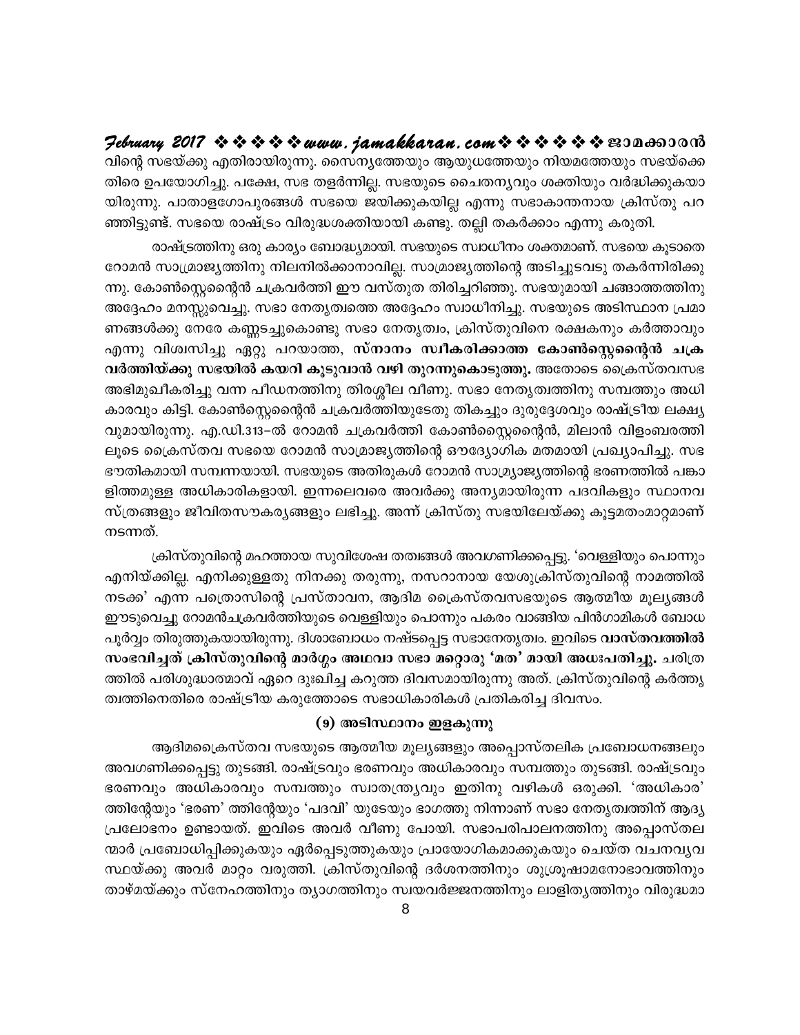വിന്റെ സഭയ്ക്കു എതിരായിരുന്നു. സൈന്യത്തേയും ആയുധത്തേയും നിയമത്തേയും സഭയ്ക്കെതിരെ ഉപയോഗിച്ചു. പക്ഷേ, സഭ തളർന്നില്ല. സഭയുടെ ചൈതന്യവും ശക്തിയും വർദ്ധിക്കുകയായിരുന്നു. പാതാളഗോപുരങ്ങൾ സഭയെ ജയിക്കുകയില്ല എന്നു സഭാകാന്തനായ ക്രിസ്തു പറഞ്ഞിട്ടുണ്ട്. സഭയെ രാഷ്ട്രം വിരുദ്ധശക്തിയായി കണ്ടു. തല്ലി തകർക്കാം എന്നു കരുതി.

രാഷ്ട്രത്തിനു ഒരു കാര്യം ബോദ്ധ്യമായി. സഭയുടെ സ്വാധീനം ശക്തമാണ്. സഭയെ കൂടാതെ റോമൻ സാമ്രാജ്യത്തിനു നിലനിൽക്കാനാവില്ല. സാമ്രാജ്യത്തിന്റെ അടിച്ചുടവടു തകർന്നിരിക്കുന്നു. കോൺസ്റ്റെന്റൈൻ ചക്രവർത്തി ഈ വസ്തുത തിരിച്ചറിഞ്ഞു. സഭയുമായി ചങ്ങാത്തത്തിനു അദ്ദേഹം മനസ്സുവെച്ചു. സഭാ നേതൃത്വത്തെ അദ്ദേഹം സ്വാധീനിച്ചു. സഭയുടെ അടിസ്ഥാന പ്രമാണങ്ങൾക്കു നേരേ കണ്ണടച്ചുകൊണ്ടു സഭാ നേതൃത്വം, ക്രിസ്തുവിനെ രക്ഷകനും കർത്താവും എന്നു വിശ്വസിച്ചു ഏറ്റു പറയാത്ത, **സ്നാനം സ്വീകരിക്കാത്ത കോൺസ്റ്റെന്റൈൻ ചക്രവർത്തിയ്ക്കു സഭയിൽ കയറി കൂടുവാൻ വഴി തുറന്നുകൊടുത്തു.** അതോടെ ക്രൈസ്തവസഭ അഭിമുഖീകരിച്ചു വന്ന പീഡനത്തിനു തിരശ്ശീല വീണു. സഭാ നേതൃത്വത്തിനു സമ്പത്തും അധികാരവും കിട്ടി. കോൺസ്റ്റെന്റൈൻ ചക്രവർത്തിയുടേതു തികച്ചും ദുരുദ്ദേശവും രാഷ്ട്രീയ ലക്ഷ്യവുമായിരുന്നു. എ.ഡി.313-ൽ റോമൻ ചക്രവർത്തി കോൺസ്റ്റെന്റൈൻ, മിലാൻ വിളംബരത്തിലൂടെ ക്രൈസ്തവ സഭയെ റോമൻ സാമ്രാജ്യത്തിന്റെ ഔദ്യോഗിക മതമായി പ്രഖ്യാപിച്ചു. സഭ ഭൗതികമായി സമ്പന്നയായി. സഭയുടെ അതിരുകൾ റോമൻ സാമ്ര്യാജ്യത്തിന്റെ ഭരണത്തിൽ പങ്കാളിത്തമുള്ള അധികാരികളായി. ഇന്നലെവരെ അവർക്കു അന്യമായിരുന്ന പദവികളും സ്ഥാനവസ്ത്രങ്ങളും ജീവിതസൗകര്യങ്ങളും ലഭിച്ചു. അന്ന് ക്രിസ്തു സഭയിലേയ്ക്കു കൂട്ടമതംമാറ്റമാണ് നടന്നത്.

ക്രിസ്തുവിന്റെ മഹത്തായ സുവിശേഷ തത്വങ്ങൾ അവഗണിക്കപ്പെട്ടു. 'വെള്ളിയും പൊന്നും എനിയ്ക്കില്ല. എനിക്കുള്ളതു നിനക്കു തരുന്നു, നസറായനായ യേശുക്രിസ്തുവിന്റെ നാമത്തിൽ നടക്ക്' എന്ന പത്രൊസിന്റെ പ്രസ്താവന, ആദിമ ക്രൈസ്തവസഭയുടെ ആത്മീയ മൂല്യങ്ങൾ ഈടുവെച്ചു റോമൻചക്രവർത്തിയുടെ വെള്ളിയും പൊന്നും പകരം വാങ്ങിയ പിൻഗാമികൾ ബോധപൂർവ്വം തിരുത്തുകയായിരുന്നു. ദിശാബോധം നഷ്ടപ്പെട്ട സഭാനേതൃത്വം. ഇവിടെ **വാസ്തവത്തിൽ സംഭവിച്ചത് ക്രിസ്തുവിന്റെ മാർഗ്ഗം അഥവാ സഭാ മറ്റൊരു 'മത' മായി അധഃപതിച്ചു.** ചരിത്രത്തിൽ പരിശുദ്ധാത്മാവ് ഏറെ ദുഃഖിച്ച കറുത്ത ദിവസമായിരുന്നു അത്. ക്രിസ്തുവിന്റെ കർത്തൃത്വത്തിനെതിരെ രാഷ്ട്രീയ കരുത്തോടെ സഭാധികാരികൾ പ്രതികരിച്ച ദിവസം.

### (9) അടിസ്ഥാനം ഇളകുന്നു

ആദിമക്രൈസ്തവ സഭയുടെ ആത്മീയ മൂല്യങ്ങളും അപ്പൊസ്തലിക പ്രബോധനങ്ങളും അവഗണിക്കപ്പെട്ടു തുടങ്ങി. രാഷ്ട്രവും ഭരണവും അധികാരവും സമ്പത്തും തുടങ്ങി. രാഷ്ട്രവും ഭരണവും അധികാരവും സമ്പത്തും സ്വാതന്ത്ര്യവും ഇതിനു വഴികൾ ഒരുക്കി. 'അധികാര' ത്തിന്റേയും 'ഭരണ' ത്തിന്റേയും 'പദവി' യുടേയും ഭാഗത്തു നിന്നാണ് സഭാ നേതൃത്വത്തിന് ആദ്യ പ്രലോഭനം ഉണ്ടായത്. ഇവിടെ അവർ വീണു പോയി. സഭാപരിപാലനത്തിനു അപ്പൊസ്തലന്മാർ പ്രബോധിപ്പിക്കുകയും ഏർപ്പെടുത്തുകയും പ്രായോഗികമാക്കുകയും ചെയ്ത വചനവ്യവസ്ഥയ്ക്കു അവർ മാറ്റം വരുത്തി. ക്രിസ്തുവിന്റെ ദർശനത്തിനും ശുശ്രൂഷാമനോഭാവത്തിനും താഴ്മയ്ക്കും സ്നേഹത്തിനും ത്യാഗത്തിനും സ്വയവർജ്ജനത്തിനും ലാളിത്യത്തിനും വിരുദ്ധമാ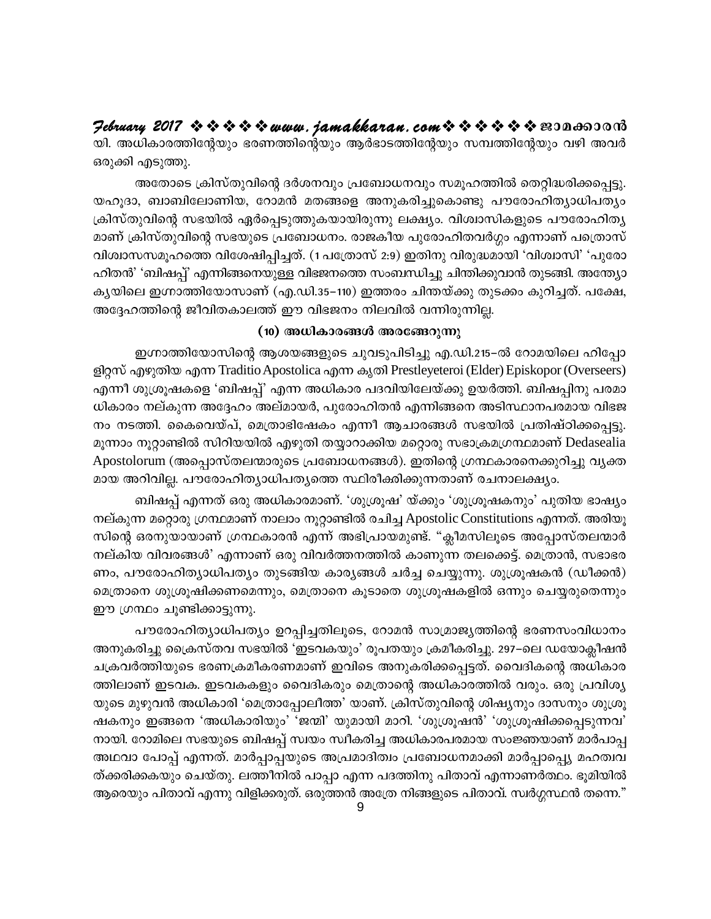യി. അധികാരത്തിന്റേയും ഭരണത്തിന്റെയും ആർഭാടത്തിന്റേയും സമ്പത്തിന്റേയും വഴി അവർ ഒരുക്കി എടുത്തു.

അതോടെ ക്രിസ്തുവിന്റെ ദർശനവും പ്രബോധനവും സമൂഹത്തിൽ തെറ്റിദ്ധരിക്കപ്പെട്ടു. യഹൂദാ, ബാബിലോണിയ, റോമൻ മതങ്ങളെ അനുകരിച്ചുകൊണ്ടു പൗരോഹിത്യാധിപത്യം ക്രിസ്തുവിന്റെ സഭയിൽ ഏർപ്പെടുത്തുകയായിരുന്നു ലക്ഷ്യം. വിശ്വാസികളുടെ പൗരോഹിത്യമാണ് ക്രിസ്തുവിന്റെ സഭയുടെ പ്രബോധനം. രാജകീയ പുരോഹിതവർഗ്ഗം എന്നാണ് പത്രൊസ് വിശ്വാസസമൂഹത്തെ വിശേഷിപ്പിച്ചത്. (1 പത്രോസ് 2:9) ഇതിനു വിരുദ്ധമായി 'വിശ്വാസി' 'പുരോഹിതൻ' 'ബിഷപ്പ്' എന്നിങ്ങനെയുള്ള വിഭജനത്തെ സംബന്ധിച്ചു ചിന്തിക്കുവാൻ തുടങ്ങി. അന്ത്യോക്യയിലെ ഇഗ്നാത്തിയോസാണ് (എ.ഡി.35–110) ഇത്തരം ചിന്തയ്ക്കു തുടക്കം കുറിച്ചത്. പക്ഷേ, അദ്ദേഹത്തിന്റെ ജീവിതകാലത്ത് ഈ വിഭജനം നിലവിൽ വന്നിരുന്നില്ല.

### (10) അധികാരങ്ങൾ അരങ്ങേറുന്നു

ഇഗ്നാത്തിയോസിന്റെ ആശയങ്ങളുടെ ചുവടുപിടിച്ചു എ.ഡി.215–ൽ റോമയിലെ ഹിപ്പോളിറ്റസ് എഴുതിയ എന്ന Traditio Apostolica എന്ന കൃതി Prestleyeteroi (Elder) Episkopor (Overseers) എന്നീ ശുശ്രൂഷകളെ 'ബിഷപ്പ്' എന്ന അധികാര പദവിയിലേയ്ക്കു ഉയർത്തി. ബിഷപ്പിനു പരമാധികാരം നല്കുന്ന അദ്ദേഹം അല്മായർ, പുരോഹിതൻ എന്നിങ്ങനെ അടിസ്ഥാനപരമായ വിഭജനം നടത്തി. കൈവെയ്പ്, മെത്രാഭിഷേകം എന്നീ ആചാരങ്ങൾ സഭയിൽ പ്രതിഷ്ഠിക്കപ്പെട്ടു. മൂന്നാം നൂറ്റാണ്ടിൽ സിറിയയിൽ എഴുതി തയ്യാറാക്കിയ മറ്റൊരു സഭാക്രമഗ്രന്ഥമാണ് Dedasealia Apostolorum (അപ്പൊസ്തലന്മാരുടെ പ്രബോധനങ്ങൾ). ഇതിന്റെ ഗ്രന്ഥകാരനെക്കുറിച്ചു വ്യക്തമായ അറിവില്ല. പൗരോഹിത്യാധിപത്യത്തെ സ്ഥിരീകരിക്കുന്നതാണ് രചനാലക്ഷ്യം.

ബിഷപ്പ് എന്നത് ഒരു അധികാരമാണ്. 'ശുശ്രൂഷ' യ്ക്കും 'ശുശ്രൂഷകനും' പുതിയ ഭാഷ്യം നല്കുന്ന മറ്റൊരു ഗ്രന്ഥമാണ് നാലാം നൂറ്റാണ്ടിൽ രചിച്ച Apostolic Constitutions എന്നത്. അരിയൂസിന്റെ ഒരനുയായാണ് ഗ്രന്ഥകാരൻ എന്ന് അഭിപ്രായമുണ്ട്. "ക്ലീമസിലൂടെ അപ്പോസ്തലന്മാർ നല്കിയ വിവരങ്ങൾ' എന്നാണ് ഒരു വിവർത്തനത്തിൽ കാണുന്ന തലക്കെട്ട്. മെത്രാൻ, സഭാഭരണം, പൗരോഹിത്യാധിപത്യം തുടങ്ങിയ കാര്യങ്ങൾ ചർച്ച ചെയ്യുന്നു. ശുശ്രൂഷകൻ (ഡീക്കൻ) മെത്രാനെ ശുശ്രൂഷിക്കണമെന്നും, മെത്രാനെ കൂടാതെ ശുശ്രൂഷകളിൽ ഒന്നും ചെയ്യരുതെന്നും ഈ ഗ്രന്ഥം ചൂണ്ടിക്കാട്ടുന്നു.

പൗരോഹിത്യാധിപത്യം ഉറപ്പിച്ചതിലൂടെ, റോമൻ സാമ്രാജ്യത്തിന്റെ ഭരണസംവിധാനം അനുകരിച്ചു ക്രൈസ്തവ സഭയിൽ 'ഇടവകയും' രൂപതയും ക്രമീകരിച്ചു. 297–ലെ ഡയോക്ലീഷൻ ചക്രവർത്തിയുടെ ഭരണക്രമീകരണമാണ് ഇവിടെ അനുകരിക്കപ്പെട്ടത്. വൈദികന്റെ അധികാരത്തിലാണ് ഇടവക. ഇടവകകളും വൈദികരും മെത്രാന്റെ അധികാരത്തിൽ വരും. ഒരു പ്രവിശ്യയുടെ മുഴുവൻ അധികാരി 'മെത്രാപ്പോലീത്ത' യാണ്. ക്രിസ്തുവിന്റെ ശിഷ്യനും ദാസനും ശുശ്രൂഷകനും ഇങ്ങനെ 'അധികാരിയും' 'ജന്മി' യുമായി മാറി. 'ശുശ്രൂഷൻ' 'ശുശ്രൂഷിക്കപ്പെടുന്നവ' നായി. റോമിലെ സഭയുടെ ബിഷപ്പ് സ്വയം സ്വീകരിച്ച അധികാരപരമായ സംജ്ഞയാണ് മാർപാപ്പ അഥവാ പോപ്പ് എന്നത്. മാർപ്പാപ്പയുടെ അപ്രമാദിത്വം പ്രബോധനമാക്കി മാർപ്പാപ്പ്യെ മഹത്വവത്ക്കരിക്കുകയും ചെയ്തു. ലത്തീനിൽ പാപ്പാ എന്ന പദത്തിനു പിതാവ് എന്നാണർത്ഥം. ഭൂമിയിൽ ആരെയും പിതാവ് എന്നു വിളിക്കരുത്. ഒരുത്തൻ അത്രേ നിങ്ങളുടെ പിതാവ്. സ്വർഗ്ഗസ്ഥൻ തന്നെ."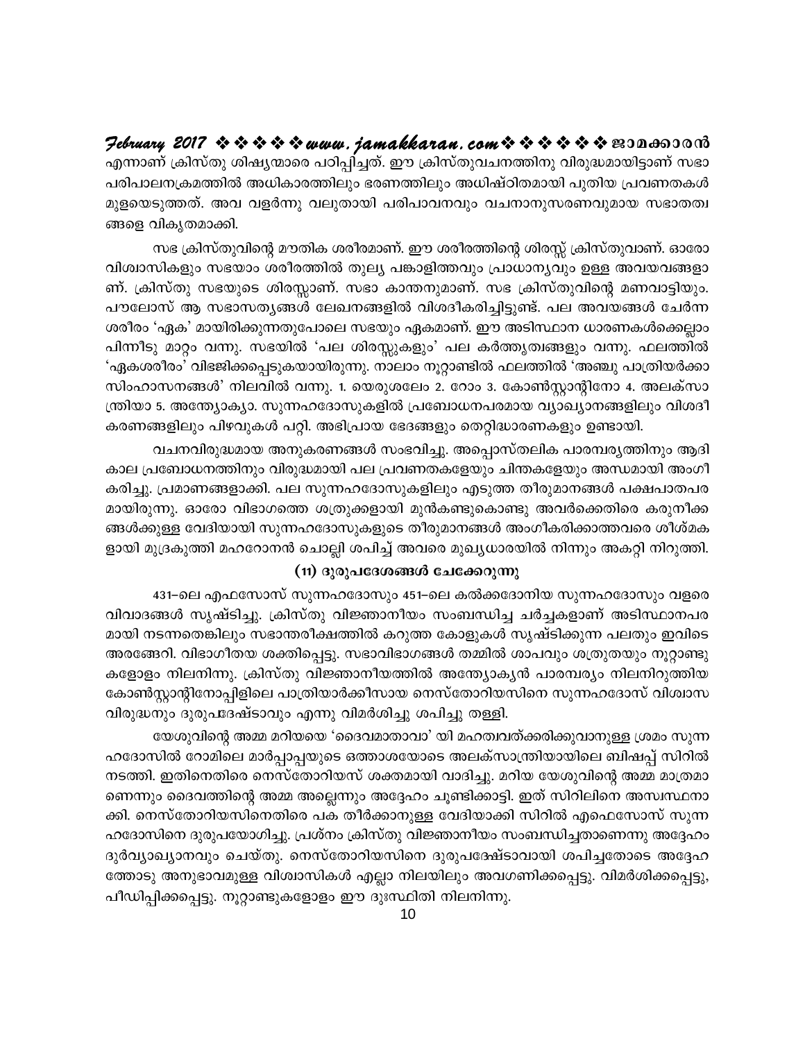എന്നാണ് ക്രിസ്തു ശിഷ്യന്മാരെ പഠിപ്പിച്ചത്. ഈ ക്രിസ്തുവചനത്തിനു വിരുദ്ധമായിട്ടാണ് സഭാ പരിപാലനക്രമത്തിൽ അധികാരത്തിലും ഭരണത്തിലും അധിഷ്ഠിതമായി പുതിയ പ്രവണതകൾ മുളയെടുത്തത്. അവ വളർന്നു വലുതായി പരിപാവനവും വചനാനുസരണവുമായ സഭാതത്വങ്ങളെ വികൃതമാക്കി.

സഭ ക്രിസ്തുവിന്റെ മൗതിക ശരീരമാണ്. ഈ ശരീരത്തിന്റെ ശിരസ്സ് ക്രിസ്തുവാണ്. ഓരോ വിശ്വാസികളും സഭയാം ശരീരത്തിൽ തുല്യ പങ്കാളിത്തവും പ്രാധാന്യവും ഉള്ള അവയവങ്ങളാണ്. ക്രിസ്തു സഭയുടെ ശിരസ്സാണ്. സഭാ കാന്തനുമാണ്. സഭ ക്രിസ്തുവിന്റെ മണവാട്ടിയും. പൗലോസ് ആ സഭാസത്യങ്ങൾ ലേഖനങ്ങളിൽ വിശദീകരിച്ചിട്ടുണ്ട്. പല അവയങ്ങൾ ചേർന്ന ശരീരം 'ഏക' മായിരിക്കുന്നതുപോലെ സഭയും ഏകമാണ്. ഈ അടിസ്ഥാന ധാരണകൾക്കെല്ലാം പിന്നീടു മാറ്റം വന്നു. സഭയിൽ 'പല ശിരസ്സുകളും' പല കർത്തൃത്വങ്ങളും വന്നു. ഫലത്തിൽ 'ഏകശരീരം' വിഭജിക്കപ്പെടുകയായിരുന്നു. നാലാം നൂറ്റാണ്ടിൽ ഫലത്തിൽ 'അഞ്ചു പാത്രിയർക്കാ സിംഹാസനങ്ങൾ' നിലവിൽ വന്നു. 1. യെരുശലേം 2. റോം 3. കോൺസ്റ്റാന്റിനോ 4. അലക്സാന്ത്രിയാ 5. അന്ത്യോക്യാ. സുന്നഹദോസുകളിൽ പ്രബോധനപരമായ വ്യാഖ്യാനങ്ങളിലും വിശദീകരണങ്ങളിലും പിഴവുകൾ പറ്റി. അഭിപ്രായ ഭേദങ്ങളും തെറ്റിദ്ധാരണകളും ഉണ്ടായി.

വചനവിരുദ്ധമായ അനുകരണങ്ങൾ സംഭവിച്ചു. അപ്പൊസ്തലിക പാരമ്പര്യത്തിനും ആദികാല പ്രബോധനത്തിനും വിരുദ്ധമായി പല പ്രവണതകളേയും ചിന്തകളേയും അന്ധമായി അംഗീകരിച്ചു. പ്രമാണങ്ങളാക്കി. പല സുന്നഹദോസുകളിലും എടുത്ത തീരുമാനങ്ങൾ പക്ഷപാതപരമായിരുന്നു. ഓരോ വിഭാഗത്തെ ശത്രുക്കളായി മുൻകണ്ടുകൊണ്ടു അവർക്കെതിരെ കരുനീക്കങ്ങൾക്കുള്ള വേദിയായി സുന്നഹദോസുകളുടെ തീരുമാനങ്ങൾ അംഗീകരിക്കാത്തവരെ ശീശ്മകളായി മുദ്രകുത്തി മഹറോനൻ ചൊല്ലി ശപിച്ച് അവരെ മുഖ്യധാരയിൽ നിന്നും അകറ്റി നിറുത്തി.

### (11) ദുരുപദേശങ്ങൾ ചേക്കേറുന്നു

431–ലെ എഫസോസ് സുന്നഹദോസും 451–ലെ കൽക്കദോനിയ സുന്നഹദോസും വളരെ വിവാദങ്ങൾ സൃഷ്ടിച്ചു. ക്രിസ്തു വിജ്ഞാനീയം സംബന്ധിച്ച ചർച്ചകളാണ് അടിസ്ഥാനപരമായി നടന്നതെങ്കിലും സഭാന്തരീക്ഷത്തിൽ കറുത്ത കോളുകൾ സൃഷ്ടിക്കുന്ന പലതും ഇവിടെ അരങ്ങേറി. വിഭാഗീതയ ശക്തിപ്പെട്ടു. സഭാവിഭാഗങ്ങൾ തമ്മിൽ ശാപവും ശത്രുതയും നൂറ്റാണ്ടുകളോളം നിലനിന്നു. ക്രിസ്തു വിജ്ഞാനീയത്തിൽ അന്ത്യോക്യൻ പാരമ്പര്യം നിലനിറുത്തിയ കോൺസ്റ്റാന്റിനോപ്പിളിലെ പാത്രിയാർക്കീസായ നെസ്തോറിയസിനെ സുന്നഹദോസ് വിശ്വാസ വിരുദ്ധനും ദുരുപദേഷ്ടാവും എന്നു വിമർശിച്ചു ശപിച്ചു തള്ളി.

യേശുവിന്റെ അമ്മ മറിയയെ 'ദൈവമാതാവാ' യി മഹത്വവത്ക്കരിക്കുവാനുള്ള ശ്രമം സുന്നഹദോസിൽ റോമിലെ മാർപ്പാപ്പയുടെ ഒത്താശയോടെ അലക്സാന്ത്രിയായിലെ ബിഷപ്പ് സിറിൽ നടത്തി. ഇതിനെതിരെ നെസ്തോറിയസ് ശക്തമായി വാദിച്ചു. മറിയ യേശുവിന്റെ അമ്മ മാത്രമാണെന്നും ദൈവത്തിന്റെ അമ്മ അല്ലെന്നും അദ്ദേഹം ചൂണ്ടിക്കാട്ടി. ഇത് സിറിലിനെ അസ്വസ്ഥനാക്കി. നെസ്തോറിയസിനെതിരെ പക തീർക്കാനുള്ള വേദിയാക്കി സിറിൽ എഫെസോസ് സുന്നഹദോസിനെ ദുരുപയോഗിച്ചു. പ്രശ്നം ക്രിസ്തു വിജ്ഞാനീയം സംബന്ധിച്ചതാണെന്നു അദ്ദേഹം ദുർവ്യാഖ്യാനവും ചെയ്തു. നെസ്തോറിയസിനെ ദുരുപദേഷ്ടാവായി ശപിച്ചതോടെ അദ്ദേഹത്തോടു അനുഭാവമുള്ള വിശ്വാസികൾ എല്ലാ നിലയിലും അവഗണിക്കപ്പെട്ടു. വിമർശിക്കപ്പെട്ടു, പീഡിപ്പിക്കപ്പെട്ടു. നൂറ്റാണ്ടുകളോളം ഈ ദുഃസ്ഥിതി നിലനിന്നു.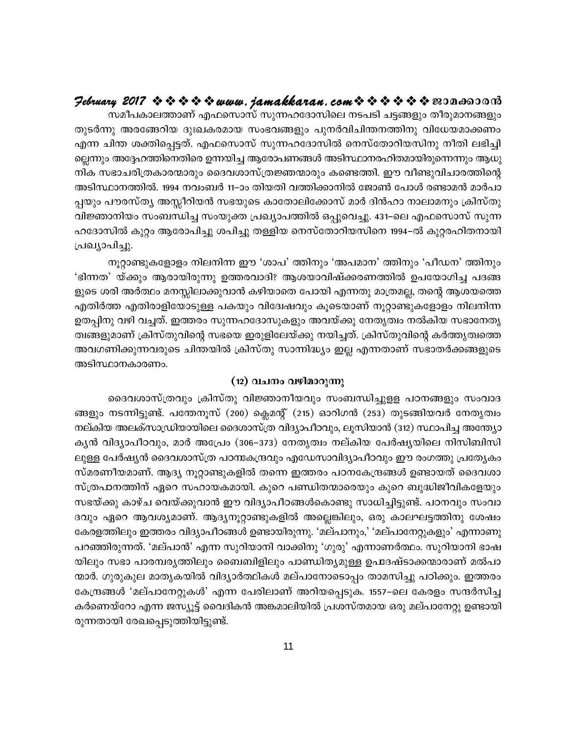സമീപകാലത്താണ് എഫസൊസ് സുന്നഹദോസിലെ നടപടി ചട്ടങ്ങളും തീരുമാനങ്ങളും തുടർന്നു അരങ്ങേറിയ ദുഃഖകരമായ സംഭവങ്ങളും പുനർവിചിന്തനത്തിനു വിധേയമാക്കണം എന്ന ചിന്ത ശക്തിപ്പെട്ടത്. എഫസൊസ് സുന്നഹദോസിൽ നെസ്തോറിയസിനു നീതി ലഭിച്ചില്ലെന്നും അദ്ദേഹത്തിനെതിരെ ഉന്നയിച്ച ആരോപണങ്ങൾ അടിസ്ഥാനരഹിതമായിരുന്നെന്നും ആധുനിക സഭാചരിത്രകാരന്മാരും ദൈവശാസ്ത്രജ്ഞന്മാരും കണ്ടെത്തി. ഈ വീണ്ടുവിചാരത്തിന്റെ അടിസ്ഥാനത്തിൽ. 1994 നവംബർ 11–ാം തിയതി വത്തിക്കാനിൽ ജോൺ പോൾ രണ്ടാമൻ മാർപാപ്പയും പൗരസ്ത്യ അസ്സീറിയൻ സഭയുടെ കാതോലിക്കോസ് മാർ ദിൻഹാ നാലാമനും ക്രിസ്തു വിജ്ഞാനിയം സംബന്ധിച്ച സംയുക്ത പ്രഖ്യാപത്തിൽ ഒപ്പുവെച്ചു. 431–ലെ എഫസൊസ് സുന്നഹദോസിൽ കുറ്റം ആരോപിച്ചു ശപിച്ചു തള്ളിയ നെസ്തോറിയസിനെ 1994–ൽ കുറ്റരഹിതനായി പ്രഖ്യാപിച്ചു.

നൂറ്റാണ്ടുകളോളം നിലനിന്ന ഈ 'ശാപ' ത്തിനും 'അപമാന' ത്തിനും 'പീഡന' ത്തിനും 'ഭിന്നത' യ്ക്കും ആരായിരുന്നു ഉത്തരവാദി? ആശയാവിഷ്ക്കരണത്തിൽ ഉപയോഗിച്ച പദങ്ങളുടെ ശരി അർത്ഥം മനസ്സിലാക്കുവാൻ കഴിയാതെ പോയി എന്നതു മാത്രമല്ല, തന്റെ ആശയത്തെ എതിർത്ത എതിരാളിയോടുള്ള പകയും വിദ്വേഷവും കൂടെയാണ് നൂറ്റാണ്ടുകളോളം നിലനിന്ന ഉതപ്പിനു വഴി വച്ചത്. ഇത്തരം സുന്നഹദോസുകളും അവയ്ക്കു നേതൃത്വം നൽകിയ സഭാനേതൃത്വങ്ങളുമാണ് ക്രിസ്തുവിന്റെ സഭയെ ഇരുളിലേയ്ക്കു നയിച്ചത്. ക്രിസ്തുവിന്റെ കർത്തൃത്വത്തെ അവഗണിക്കുന്നവരുടെ ചിന്തയിൽ ക്രിസ്തു സാന്നിദ്ധ്യം ഇല്ല എന്നതാണ് സഭാതർക്കങ്ങളുടെ അടിസ്ഥാനകാരണം.

### (12) വചനം വഴിമാറുന്നു

ദൈവശാസ്ത്രവും ക്രിസ്തു വിജ്ഞാനീയവും സംബന്ധിച്ചുള്ള പഠനങ്ങളും സംവാദങ്ങളും നടന്നിട്ടുണ്ട്. പന്തേനൂസ് (200) ക്ലെമന്റ് (215) ഓറിഗൻ (253) തുടങ്ങിയവർ നേതൃത്വം നല്കിയ അലക്സാഡ്രിയായിലെ ദൈശാസ്ത്ര വിദ്യാപീഠവും, ലൂസിയാൻ (312) സ്ഥാപിച്ച അന്ത്യോക്യൻ വിദ്യാപീഠവും, മാർ അപ്രേം (306–373) നേതൃത്വം നല്കിയ പേർഷ്യയിലെ നിസിബിസിലുള്ള പേർഷ്യൻ ദൈവശാസ്ത്ര പഠനകേന്ദ്രവും എഡേസാവിദ്യാപീഠവും ഈ രംഗത്തു പ്രത്യേകം സ്മരണീയമാണ്. ആദ്യ നൂറ്റാണ്ടുകളിൽ തന്നെ ഇത്തരം പഠനകേന്ദ്രങ്ങൾ ഉണ്ടായത് ദൈവശാസ്ത്രപഠനത്തിന് ഏറെ സഹായകമായി. കുറെ പണ്ഡിതന്മാരെയും കുറെ ബുദ്ധിജീവികളേയും സഭയ്ക്കു കാഴ്ച വെയ്ക്കുവാൻ ഈ വിദ്യാപീഠങ്ങൾകൊണ്ടു സാധിച്ചിട്ടുണ്ട്. പഠനവും സംവാദവും ഏറെ ആവശ്യമാണ്. ആദ്യനൂറ്റാണ്ടുകളിൽ അല്ലെങ്കിലും, ഒരു കാലഘട്ടത്തിനു ശേഷം കേരളത്തിലും ഇത്തരം വിദ്യാപീഠങ്ങൾ ഉണ്ടായിരുന്നു. 'മല്പാനും,' 'മല്പാനേറ്റുകളും' എന്നാണു പറഞ്ഞിരുന്നത്. 'മല്പാൻ' എന്ന സുറിയാനി വാക്കിനു 'ഗുരു' എന്നാണർത്ഥം. സുറിയാനി ഭാഷയിലും സഭാ പാരമ്പര്യത്തിലും ബൈബിളിലും പാണ്ഡിത്യമുള്ള ഉപദേഷ്ടാക്കന്മാരാണ് മൽപാന്മാർ. ഗുരുകുല മാതൃകയിൽ വിദ്യാർത്ഥികൾ മല്പാനോടൊപ്പം താമസിച്ചു പഠിക്കും. ഇത്തരം കേന്ദ്രങ്ങൾ 'മല്പാനേറ്റുകൾ' എന്ന പേരിലാണ് അറിയപ്പെടുക. 1557–ലെ കേരളം സന്ദർസിച്ച കർണെയ്റോ എന്ന ജസ്യൂട്ട് വൈദികൻ അങ്കമാലിയിൽ പ്രശസ്തമായ ഒരു മല്പാനേറ്റു ഉണ്ടായിരുന്നതായി രേഖപ്പെടുത്തിയിട്ടുണ്ട്.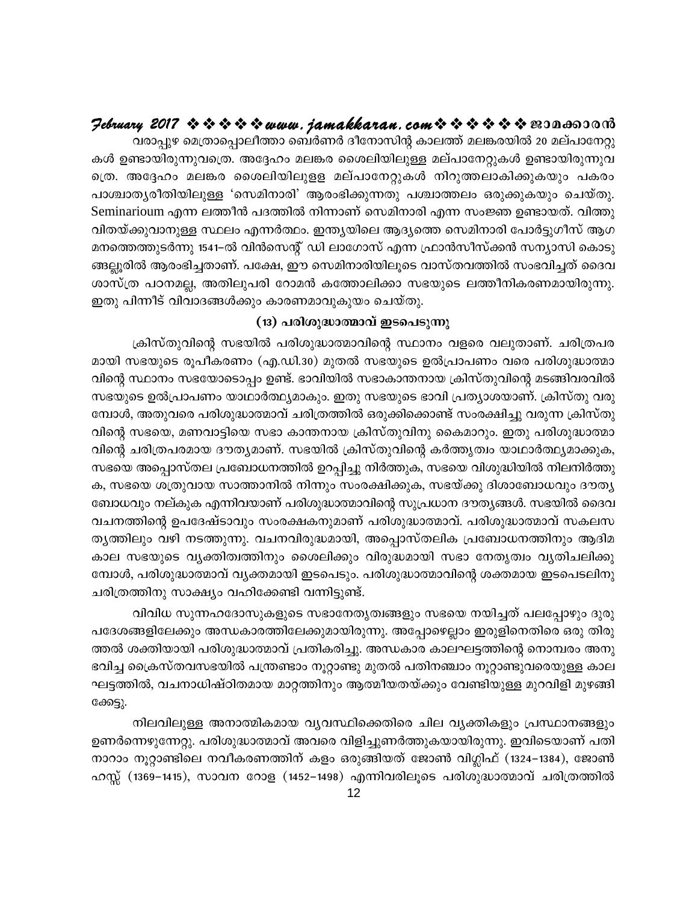വരാപ്പുഴ മെത്രാപ്പൊലീത്താ ബെർണർ ദീനോസിന്റെ കാലത്ത് മലങ്കരയിൽ 20 മല്പാനേറ്റുകൾ ഉണ്ടായിരുന്നുവത്രെ. അദ്ദേഹം മലങ്കര ശൈലിയിലുള്ള മല്പാനേറ്റുകൾ ഉണ്ടായിരുന്നുവത്രെ. അദ്ദേഹം മലങ്കര ശൈലിയിലുള്ള മല്പാനേറ്റുകൾ നിറുത്തലാകിക്കുകയും പകരം പാശ്ചാത്യരീതിയിലുള്ള 'സെമിനാരി' ആരംഭിക്കുന്നതു പശ്ചാത്തലം ഒരുക്കുകയും ചെയ്തു. Seminarioum എന്ന ലത്തീൻ പദത്തിൽ നിന്നാണ് സെമിനാരി എന്ന സംജ്ഞ ഉണ്ടായത്. വിത്തു വിതയ്ക്കുവാനുള്ള സ്ഥലം എന്നർത്ഥം. ഇന്ത്യയിലെ ആദ്യത്തെ സെമിനാരി പോർട്ടുഗീസ് ആഗമനത്തെത്തുടർന്നു 1541–ൽ വിൻസെന്റ് ഡി ലാഗോസ് എന്ന ഫ്രാൻസീസ്ക്കൻ സന്യാസി കൊടുങ്ങല്ലൂരിൽ ആരംഭിച്ചതാണ്. പക്ഷേ, ഈ സെമിനാരിയിലൂടെ വാസ്തവത്തിൽ സംഭവിച്ചത് ദൈവശാസ്ത്ര പഠനമല്ല, അതിലുപരി റോമൻ കത്തോലിക്കാ സഭയുടെ ലത്തീനികരണമായിരുന്നു. ഇതു പിന്നീട് വിവാദങ്ങൾക്കും കാരണമാവുകയും ചെയ്തു.

### (13) പരിശുദ്ധാത്മാവ് ഇടപെടുന്നു

ക്രിസ്തുവിന്റെ സഭയിൽ പരിശുദ്ധാത്മാവിന്റെ സ്ഥാനം വളരെ വലുതാണ്. ചരിത്രപരമായി സഭയുടെ രൂപീകരണം (എ.ഡി.30) മുതൽ സഭയുടെ ഉൽപ്രാപണം വരെ പരിശുദ്ധാത്മാവിന്റെ സ്ഥാനം സഭയോടൊപ്പം ഉണ്ട്. ഭാവിയിൽ സഭാകാന്തനായ ക്രിസ്തുവിന്റെ മടങ്ങിവരവിൽ സഭയുടെ ഉൽപ്രാപണം യാഥാർത്ഥ്യമാകും. ഇതു സഭയുടെ ഭാവി പ്രത്യാശയാണ്. ക്രിസ്തു വരുമ്പോൾ, അതുവരെ പരിശുദ്ധാത്മാവ് ചരിത്രത്തിൽ ഒരുക്കിക്കൊണ്ട് സംരക്ഷിച്ചു വരുന്ന ക്രിസ്തുവിന്റെ സഭയെ, മണവാട്ടിയെ സഭാ കാന്തനായ ക്രിസ്തുവിനു കൈമാറും. ഇതു പരിശുദ്ധാത്മാവിന്റെ ചരിത്രപരമായ ദൗത്യമാണ്. സഭയിൽ ക്രിസ്തുവിന്റെ കർത്തൃത്വം യാഥാർത്ഥ്യമാക്കുക, സഭയെ അപ്പൊസ്തല പ്രബോധനത്തിൽ ഉറപ്പിച്ചു നിർത്തുക, സഭയെ വിശുദ്ധിയിൽ നിലനിർത്തുക, സഭയെ ശത്രുവായ സാത്താനിൽ നിന്നും സംരക്ഷിക്കുക, സഭയ്ക്കു ദിശാബോധവും ദൗത്യബോധവും നല്കുക എന്നിവയാണ് പരിശുദ്ധാത്മാവിന്റെ സുപ്രധാന ദൗത്യങ്ങൾ. സഭയിൽ ദൈവവചനത്തിന്റെ ഉപദേഷ്ടാവും സംരക്ഷകനുമാണ് പരിശുദ്ധാത്മാവ്. പരിശുദ്ധാത്മാവ് സകലസത്യത്തിലും വഴി നടത്തുന്നു. വചനവിരുദ്ധമായി, അപ്പൊസ്തലിക പ്രബോധനത്തിനും ആദിമകാല സഭയുടെ വ്യക്തിത്വത്തിനും ശൈലിക്കും വിരുദ്ധമായി സഭാ നേതൃത്വം വ്യതിചലിക്കുമ്പോൾ, പരിശുദ്ധാത്മാവ് വ്യക്തമായി ഇടപെടും. പരിശുദ്ധാത്മാവിന്റെ ശക്തമായ ഇടപെടലിനു ചരിത്രത്തിനു സാക്ഷ്യം വഹിക്കേണ്ടി വന്നിട്ടുണ്ട്.

വിവിധ സുന്നഹദോസുകളുടെ സഭാനേതൃത്വങ്ങളും സഭയെ നയിച്ചത് പലപ്പോഴും ദുരുപദേശങ്ങളിലേക്കും അന്ധകാരത്തിലേക്കുമായിരുന്നു. അപ്പോഴെല്ലാം ഇരുളിനെതിരെ ഒരു തിരുത്തൽ ശക്തിയായി പരിശുദ്ധാത്മാവ് പ്രതികരിച്ചു. അന്ധകാര കാലഘട്ടത്തിന്റെ നൊമ്പരം അനുഭവിച്ച ക്രൈസ്തവസഭയിൽ പന്ത്രണ്ടാം നൂറ്റാണ്ടു മുതൽ പതിനഞ്ചാം നൂറ്റാണ്ടുവരെയുള്ള കാലഘട്ടത്തിൽ, വചനാധിഷ്ഠിതമായ മാറ്റത്തിനും ആത്മീയതയ്ക്കും വേണ്ടിയുള്ള മുറവിളി മുഴങ്ങിക്കേട്ടു.

നിലവിലുള്ള അനാത്മികമായ വ്യവസ്ഥിക്കെതിരെ ചില വ്യക്തികളും പ്രസ്ഥാനങ്ങളും ഉണർന്നെഴുന്നേറ്റു. പരിശുദ്ധാത്മാവ് അവരെ വിളിച്ചുണർത്തുകയായിരുന്നു. ഇവിടെയാണ് പതിനാറാം നൂറ്റാണ്ടിലെ നവീകരണത്തിന് കളം ഒരുങ്ങിയത് ജോൺ വിഗ്ലിഫ് (1324–1384), ജോൺ ഹസ്സ് (1369–1415), സാവന റോള (1452–1498) എന്നിവരിലൂടെ പരിശുദ്ധാത്മാവ് ചരിത്രത്തിൽ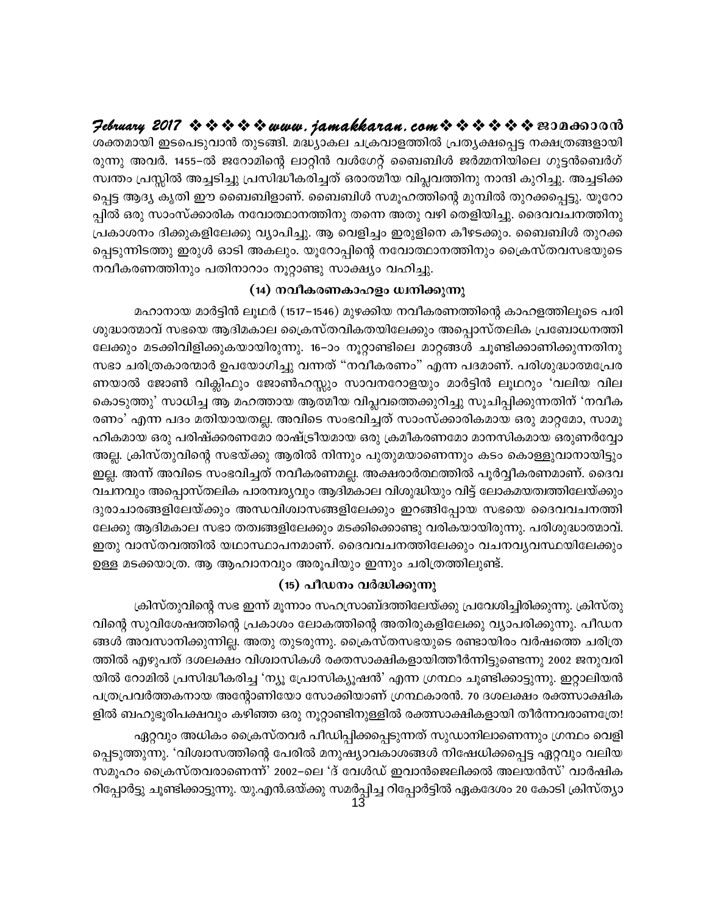ശക്തമായി ഇടപെടുവാൻ തുടങ്ങി. മദ്ധ്യാകല ചക്രവാളത്തിൽ പ്രത്യക്ഷപ്പെട്ട നക്ഷത്രങ്ങളായിരുന്നു അവർ. 1455–ൽ ജറോമിന്റെ ലാറ്റിൻ വൾഗേറ്റ് ബൈബിൾ ജർമ്മനിയിലെ ഗുട്ടൻബെർഗ് സ്വന്തം പ്രസ്സിൽ അച്ചടിച്ചു പ്രസിദ്ധീകരിച്ചത് ഒരാത്മീയ വിപ്ലവത്തിനു നാന്ദി കുറിച്ചു. അച്ചടിക്കപ്പെട്ട ആദ്യ കൃതി ഈ ബൈബിളാണ്. ബൈബിൾ സമൂഹത്തിന്റെ മുമ്പിൽ തുറക്കപ്പെട്ടു. യൂറോപ്പിൽ ഒരു സാംസ്കാരിക നവോത്ഥാനത്തിനു തന്നെ അതു വഴി തെളിയിച്ചു. ദൈവവചനത്തിനു പ്രകാശനം ദിക്കുകളിലേക്കു വ്യാപിച്ചു. ആ വെളിച്ചം ഇരുളിനെ കീഴടക്കും. ബൈബിൾ തുറക്കപ്പെടുന്നിടത്തു ഇരുൾ ഓടി അകലും. യൂറോപ്പിന്റെ നവോത്ഥാനത്തിനും ക്രൈസ്തവസഭയുടെ നവീകരണത്തിനും പതിനാറാം നൂറ്റാണ്ടു സാക്ഷ്യം വഹിച്ചു.

### (14) നവീകരണകാഹളം ധ്വനിക്കുന്നു

മഹാനായ മാർട്ടിൻ ലൂഥർ (1517–1546) മുഴക്കിയ നവീകരണത്തിന്റെ കാഹളത്തിലൂടെ പരിശുദ്ധാത്മാവ് സഭയെ ആദിമകാല ക്രൈസ്തവികതയിലേക്കും അപ്പൊസ്തലിക പ്രബോധനത്തിലേക്കും മടക്കിവിളിക്കുകയായിരുന്നു. 16–ാം നൂറ്റാണ്ടിലെ മാറ്റങ്ങൾ ചൂണ്ടിക്കാണിക്കുന്നതിനു സഭാ ചരിത്രകാരന്മാർ ഉപയോഗിച്ചു വന്നത് "നവീകരണം" എന്ന പദമാണ്. പരിശുദ്ധാത്മപ്രേരണയാൽ ജോൺ വിക്ലിഫും ജോൺഹസ്സും സാവനറോളയും മാർട്ടിൻ ലൂഥറും 'വലിയ വില കൊടുത്തു' സാധിച്ച ആ മഹത്തായ ആത്മീയ വിപ്ലവത്തെക്കുറിച്ചു സൂചിപ്പിക്കുന്നതിന് 'നവീകരണം' എന്ന പദം മതിയായതല്ല. അവിടെ സംഭവിച്ചത് സാംസ്കാരികമായ ഒരു മാറ്റമോ, സാമൂഹികമായ ഒരു പരിഷ്ക്കരണമോ രാഷ്ട്രീയമായ ഒരു ക്രമീകരണമോ മാനസികമായ ഒരുണർവ്വോ അല്ല. ക്രിസ്തുവിന്റെ സഭയ്ക്കു ആരിൽ നിന്നും പുതുമയാണെന്നും കടം കൊള്ളുവാനായിട്ടും ഇല്ല. അന്ന് അവിടെ സംഭവിച്ചത് നവീകരണമല്ല. അക്ഷരാർത്ഥത്തിൽ പൂർവ്വീകരണമാണ്. ദൈവവചനവും അപ്പൊസ്തലിക പാരമ്പര്യവും ആദിമകാല വിശുദ്ധിയും വിട്ട് ലോകമയത്വത്തിലേയ്ക്കും ദുരാചാരങ്ങളിലേയ്ക്കും അന്ധവിശ്വാസങ്ങളിലേക്കും ഇറങ്ങിപ്പോയ സഭയെ ദൈവവചനത്തിലേക്കു ആദിമകാല സഭാ തത്വങ്ങളിലേക്കും മടക്കിക്കൊണ്ടു വരികയായിരുന്നു. പരിശുദ്ധാത്മാവ്. ഇതു വാസ്തവത്തിൽ യഥാസ്ഥാപനമാണ്. ദൈവവചനത്തിലേക്കും വചനവ്യവസ്ഥയിലേക്കും ഉള്ള മടക്കയാത്ര. ആ ആഹ്വാനവും അരൂപിയും ഇന്നും ചരിത്രത്തിലുണ്ട്.

### (15) പീഡനം വർദ്ധിക്കുന്നു

ക്രിസ്തുവിന്റെ സഭ ഇന്ന് മൂന്നാം സഹസ്രാബ്ദത്തിലേയ്ക്കു പ്രവേശിച്ചിരിക്കുന്നു. ക്രിസ്തുവിന്റെ സുവിശേഷത്തിന്റെ പ്രകാശം ലോകത്തിന്റെ അതിരുകളിലേക്കു വ്യാപരിക്കുന്നു. പീഡനങ്ങൾ അവസാനിക്കുന്നില്ല. അതു തുടരുന്നു. ക്രൈസ്തസഭയുടെ രണ്ടായിരം വർഷത്തെ ചരിത്രത്തിൽ എഴുപത് ദശലക്ഷം വിശ്വാസികൾ രക്തസാക്ഷികളായിത്തീർന്നിട്ടുണ്ടെന്നു 2002 ജനുവരിയിൽ റോമിൽ പ്രസിദ്ധീകരിച്ച 'ന്യൂ പ്രോസിക്യൂഷൻ' എന്ന ഗ്രന്ഥം ചൂണ്ടിക്കാട്ടുന്നു. ഇറ്റാലിയൻ പത്രപ്രവർത്തകനായ അന്റോണിയോ സോക്കിയാണ് ഗ്രന്ഥകാരൻ. 70 ദശലക്ഷം രക്തസാക്ഷികളിൽ ബഹുഭൂരിപക്ഷവും കഴിഞ്ഞ ഒരു നൂറ്റാണ്ടിനുള്ളിൽ രക്തസാക്ഷികളായി തീർന്നവരാണത്രേ!

ഏറ്റവും അധികം ക്രൈസ്തവർ പീഡിപ്പിക്കപ്പെടുന്നത് സുഡാനിലാണെന്നും ഗ്രന്ഥം വെളിപ്പെടുത്തുന്നു. 'വിശ്വാസത്തിന്റെ പേരിൽ മനുഷ്യാവകാശങ്ങൾ നിഷേധിക്കപ്പെട്ട ഏറ്റവും വലിയ സമൂഹം ക്രൈസ്തവരാണെന്ന്' 2002–ലെ 'ദ് വേൾഡ് ഇവാൻജെലിക്കൽ അലയൻസ്' വാർഷിക റിപ്പോർട്ടു ചൂണ്ടിക്കാട്ടുന്നു. യു.എൻ.ഒയ്ക്കു സമർപ്പിച്ച റിപ്പോർട്ടിൽ ഏകദേശം 20 കോടി ക്രിസ്ത്യാ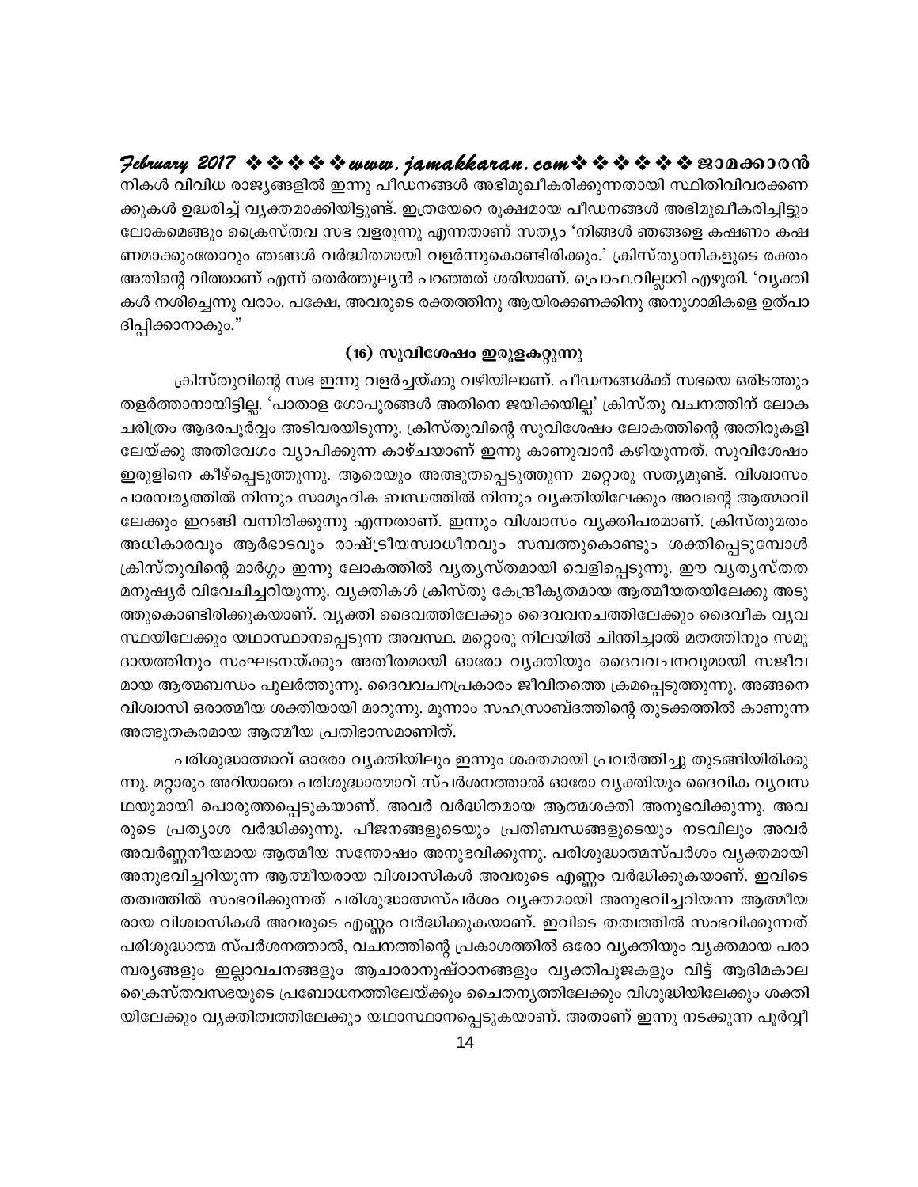നികൾ വിവിധ രാജ്യങ്ങളിൽ ഇന്നു പീഡനങ്ങൾ അഭിമുഖീകരിക്കുന്നതായി സ്ഥിതിവിവരക്കണക്കുകൾ ഉദ്ധരിച്ച് വ്യക്തമാക്കിയിട്ടുണ്ട്. ഇത്രയേറെ രൂക്ഷമായ പീഡനങ്ങൾ അഭിമുഖീകരിച്ചിട്ടും ലോകമെങ്ങും ക്രൈസ്തവ സഭ വളരുന്നു എന്നതാണ് സത്യം 'നിങ്ങൾ ഞങ്ങളെ കഷണം കഷണമാക്കുംതോറും ഞങ്ങൾ വർദ്ധിതമായി വളർന്നുകൊണ്ടിരിക്കും.' ക്രിസ്ത്യാനികളുടെ രക്തം അതിന്റെ വിത്താണ് എന്ന് തെർത്തുല്യൻ പറഞ്ഞത് ശരിയാണ്. പ്രൊഫ.വില്ലാറി എഴുതി. 'വ്യക്തികൾ നശിച്ചെന്നു വരാം. പക്ഷേ, അവരുടെ രക്തത്തിനു ആയിരക്കണക്കിനു അനുഗാമികളെ ഉത്പാദിപ്പിക്കാനാകും."

### (16) സുവിശേഷം ഇരുളകറ്റുന്നു

ക്രിസ്തുവിന്റെ സഭ ഇന്നു വളർച്ചയ്ക്കു വഴിയിലാണ്. പീഡനങ്ങൾക്ക് സഭയെ ഒരിടത്തും തളർത്താനായിട്ടില്ല. 'പാതാള ഗോപുരങ്ങൾ അതിനെ ജയിക്കയില്ല' ക്രിസ്തു വചനത്തിന് ലോക ചരിത്രം ആദരപൂർവ്വം അടിവരയിടുന്നു. ക്രിസ്തുവിന്റെ സുവിശേഷം ലോകത്തിന്റെ അതിരുകളിലേയ്ക്കു അതിവേഗം വ്യാപിക്കുന്ന കാഴ്ചയാണ് ഇന്നു കാണുവാൻ കഴിയുന്നത്. സുവിശേഷം ഇരുളിനെ കീഴ്പ്പെടുത്തുന്നു. ആരെയും അത്ഭുതപ്പെടുത്തുന്ന മറ്റൊരു സത്യമുണ്ട്. വിശ്വാസം പാരമ്പര്യത്തിൽ നിന്നും സാമൂഹിക ബന്ധത്തിൽ നിന്നും വ്യക്തിയിലേക്കും അവന്റെ ആത്മാവിലേക്കും ഇറങ്ങി വന്നിരിക്കുന്നു എന്നതാണ്. ഇന്നും വിശ്വാസം വ്യക്തിപരമാണ്. ക്രിസ്തുമതം അധികാരവും ആർഭാടവും രാഷ്ട്രീയസ്വാധീനവും സമ്പത്തുകൊണ്ടും ശക്തിപ്പെടുമ്പോൾ ക്രിസ്തുവിന്റെ മാർഗ്ഗം ഇന്നു ലോകത്തിൽ വ്യത്യസ്തമായി വെളിപ്പെടുന്നു. ഈ വ്യത്യസ്തത മനുഷ്യർ വിവേചിച്ചറിയുന്നു. വ്യക്തികൾ ക്രിസ്തു കേന്ദ്രീകൃതമായ ആത്മീയതയിലേക്കു അടുത്തുകൊണ്ടിരിക്കുകയാണ്. വ്യക്തി ദൈവത്തിലേക്കും ദൈവവനചത്തിലേക്കും ദൈവീക വ്യവസ്ഥയിലേക്കും യഥാസ്ഥാനപ്പെടുന്ന അവസ്ഥ. മറ്റൊരു നിലയിൽ ചിന്തിച്ചാൽ മതത്തിനും സമുദായത്തിനും സംഘടനയ്ക്കും അതീതമായി ഓരോ വ്യക്തിയും ദൈവവചനവുമായി സജീവമായ ആത്മബന്ധം പുലർത്തുന്നു. ദൈവവചനപ്രകാരം ജീവിതത്തെ ക്രമപ്പെടുത്തുന്നു. അങ്ങനെ വിശ്വാസി ഒരാത്മീയ ശക്തിയായി മാറുന്നു. മൂന്നാം സഹസ്രാബ്ദത്തിന്റെ തുടക്കത്തിൽ കാണുന്ന അത്ഭുതകരമായ ആത്മീയ പ്രതിഭാസമാണിത്.

പരിശുദ്ധാത്മാവ് ഓരോ വ്യക്തിയിലും ഇന്നും ശക്തമായി പ്രവർത്തിച്ചു തുടങ്ങിയിരിക്കുന്നു. മറ്റാരും അറിയാതെ പരിശുദ്ധാത്മാവ് സ്പർശനത്താൽ ഓരോ വ്യക്തിയും ദൈവിക വ്യവസ്ഥയുമായി പൊരുത്തപ്പെടുകയാണ്. അവർ വർദ്ധിതമായ ആത്മശക്തി അനുഭവിക്കുന്നു. അവരുടെ പ്രത്യാശ വർദ്ധിക്കുന്നു. പീജനങ്ങളുടെയും പ്രതിബന്ധങ്ങളുടെയും നടവിലും അവർ അവർണ്ണനീയമായ ആത്മീയ സന്തോഷം അനുഭവിക്കുന്നു. പരിശുദ്ധാത്മസ്പർശം വ്യക്തമായി അനുഭവിച്ചറിയുന്ന ആത്മീയരായ വിശ്വാസികൾ അവരുടെ എണ്ണം വർദ്ധിക്കുകയാണ്. ഇവിടെ തത്വത്തിൽ സംഭവിക്കുന്നത് പരിശുദ്ധാത്മസ്പർശം വ്യക്തമായി അനുഭവിച്ചറിയന്ന ആത്മീയരായ വിശ്വാസികൾ അവരുടെ എണ്ണം വർദ്ധിക്കുകയാണ്. ഇവിടെ തത്വത്തിൽ സംഭവിക്കുന്നത് പരിശുദ്ധാത്മ സ്പർശനത്താൽ, വചനത്തിന്റെ പ്രകാശത്തിൽ ഒരോ വ്യക്തിയും വ്യക്തമായ പാരമ്പര്യങ്ങളും ഇല്ലാവചനങ്ങളും ആചാരാനുഷ്ഠാനങ്ങളും വ്യക്തിപൂജകളും വിട്ട് ആദിമകാല ക്രൈസ്തവസഭയുടെ പ്രബോധനത്തിലേയ്ക്കും ചൈതന്യത്തിലേക്കും വിശുദ്ധിയിലേക്കും ശക്തിയിലേക്കും വ്യക്തിത്വത്തിലേക്കും യഥാസ്ഥാനപ്പെടുകയാണ്. അതാണ് ഇന്നു നടക്കുന്ന പൂർവ്വീ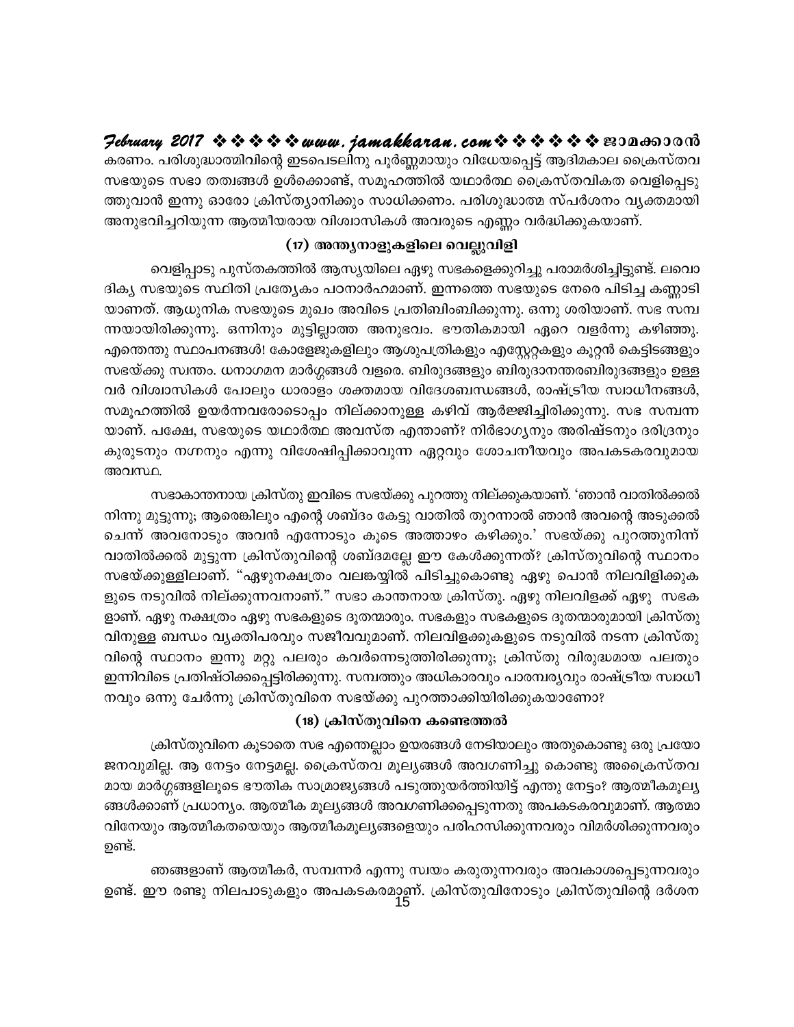കരണം. പരിശുദ്ധാത്മിവിന്റെ ഇടപെടലിനു പൂർണ്ണമായും വിധേയപ്പെട്ട് ആദിമകാല ക്രൈസ്തവ സഭയുടെ സഭാ തത്വങ്ങൾ ഉൾക്കൊണ്ട്, സമൂഹത്തിൽ യഥാർത്ഥ ക്രൈസ്തവികത വെളിപ്പെടുത്തുവാൻ ഇന്നു ഓരോ ക്രിസ്ത്യാനിക്കും സാധിക്കണം. പരിശുദ്ധാത്മ സ്പർശനം വ്യക്തമായി അനുഭവിച്ചറിയുന്ന ആത്മീയരായ വിശ്വാസികൾ അവരുടെ എണ്ണം വർദ്ധിക്കുകയാണ്.

### (17) അന്ത്യനാളുകളിലെ വെല്ലുവിളി

വെളിപ്പാടു പുസ്തകത്തിൽ ആസ്യയിലെ ഏഴു സഭകളെക്കുറിച്ചു പരാമർശിച്ചിട്ടുണ്ട്. ലവൊദിക്യ സഭയുടെ സ്ഥിതി പ്രത്യേകം പഠനാർഹമാണ്. ഇന്നത്തെ സഭയുടെ നേരെ പിടിച്ച കണ്ണാടിയാണത്. ആധുനിക സഭയുടെ മുഖം അവിടെ പ്രതിബിംബിക്കുന്നു. ഒന്നു ശരിയാണ്. സഭ സമ്പന്നയായിരിക്കുന്നു. ഒന്നിനും മുട്ടില്ലാത്ത അനുഭവം. ഭൗതികമായി ഏറെ വളർന്നു കഴിഞ്ഞു. എന്തെന്തു സ്ഥാപനങ്ങൾ! കോളേജുകളിലും ആശുപത്രികളും എസ്റ്റേറ്റുകളും കൂറ്റൻ കെട്ടിടങ്ങളും സഭയ്ക്കു സ്വന്തം. ധനാഗമന മാർഗ്ഗങ്ങൾ വളരെ. ബിരുദങ്ങളും ബിരുദാനന്തരബിരുദങ്ങളും ഉള്ളവർ വിശ്വാസികൾ പോലും ധാരാളം ശക്തമായ വിദേശബന്ധങ്ങൾ, രാഷ്ട്രീയ സ്വാധീനങ്ങൾ, സമൂഹത്തിൽ ഉയർന്നവരോടൊപ്പം നില്ക്കാനുള്ള കഴിവ് ആർജ്ജിച്ചിരിക്കുന്നു. സഭ സമ്പന്നയാണ്. പക്ഷേ, സഭയുടെ യഥാർത്ഥ അവസ്ത എന്താണ്? നിർഭാഗ്യനും അരിഷ്ടനും ദരിദ്രനും കുരുടനും നഗ്നനും എന്നു വിശേഷിപ്പിക്കാവുന്ന ഏറ്റവും ശോചനീയവും അപകടകരവുമായ അവസ്ഥ.

സഭാകാന്തനായ ക്രിസ്തു ഇവിടെ സഭയ്ക്കു പുറത്തു നില്ക്കുകയാണ്. 'ഞാൻ വാതിൽക്കൽ നിന്നു മുട്ടുന്നു; ആരെങ്കിലും എന്റെ ശബ്ദം കേട്ടു വാതിൽ തുറന്നാൽ ഞാൻ അവന്റെ അടുക്കൽ ചെന്ന് അവനോടും അവൻ എന്നോടും കൂടെ അത്താഴം കഴിക്കും.' സഭയ്ക്കു പുറത്തുനിന്ന് വാതിൽക്കൽ മുട്ടുന്ന ക്രിസ്തുവിന്റെ ശബ്ദമല്ലേ ഈ കേൾക്കുന്നത്? ക്രിസ്തുവിന്റെ സ്ഥാനം സഭയ്ക്കുള്ളിലാണ്. "ഏഴുനക്ഷത്രം വലങ്കയ്യിൽ പിടിച്ചുകൊണ്ടു ഏഴു പൊൻ നിലവിളിക്കുകളുടെ നടുവിൽ നില്ക്കുന്നവനാണ്." സഭാ കാന്തനായ ക്രിസ്തു. ഏഴു നിലവിളക്ക് ഏഴു സഭകളാണ്. ഏഴു നക്ഷത്രം ഏഴു സഭകളുടെ ദൂതന്മാരും. സഭകളും സഭകളുടെ ദൂതന്മാരുമായി ക്രിസ്തുവിനുള്ള ബന്ധം വ്യക്തിപരവും സജീവവുമാണ്. നിലവിളക്കുകളുടെ നടുവിൽ നടന്ന ക്രിസ്തുവിന്റെ സ്ഥാനം ഇന്നു മറ്റു പലരും കവർന്നെടുത്തിരിക്കുന്നു; ക്രിസ്തു വിരുദ്ധമായ പലതും ഇന്നിവിടെ പ്രതിഷ്ഠിക്കപ്പെട്ടിരിക്കുന്നു. സമ്പത്തും അധികാരവും പാരമ്പര്യവും രാഷ്ട്രീയ സ്വാധീനവും ഒന്നു ചേർന്നു ക്രിസ്തുവിനെ സഭയ്ക്കു പുറത്താക്കിയിരിക്കുകയാണോ?

### (18) ക്രിസ്തുവിനെ കണ്ടെത്തൽ

ക്രിസ്തുവിനെ കൂടാതെ സഭ എന്തെല്ലാം ഉയരങ്ങൾ നേടിയാലും അതുകൊണ്ടു ഒരു പ്രയോജനവുമില്ല. ആ നേട്ടം നേട്ടമല്ല. ക്രൈസ്തവ മൂല്യങ്ങൾ അവഗണിച്ചു കൊണ്ടു അക്രൈസ്തവമായ മാർഗ്ഗങ്ങളിലൂടെ ഭൗതിക സാമ്രാജ്യങ്ങൾ പടുത്തുയർത്തിയിട്ട് എന്തു നേട്ടം? ആത്മീകമൂല്യങ്ങൾക്കാണ് പ്രധാന്യം. ആത്മീക മൂല്യങ്ങൾ അവഗണിക്കപ്പെടുന്നതു അപകടകരവുമാണ്. ആത്മാവിനേയും ആത്മീകതയെയും ആത്മീകമൂല്യങ്ങളെയും പരിഹസിക്കുന്നവരും വിമർശിക്കുന്നവരും ഉണ്ട്.

ഞങ്ങളാണ് ആത്മീകർ, സമ്പന്നർ എന്നു സ്വയം കരുതുന്നവരും അവകാശപ്പെടുന്നവരും ഉണ്ട്. ഈ രണ്ടു നിലപാടുകളും അപകടകരമാണ്. ക്രിസ്തുവിനോടും ക്രിസ്തുവിന്റെ ദർശന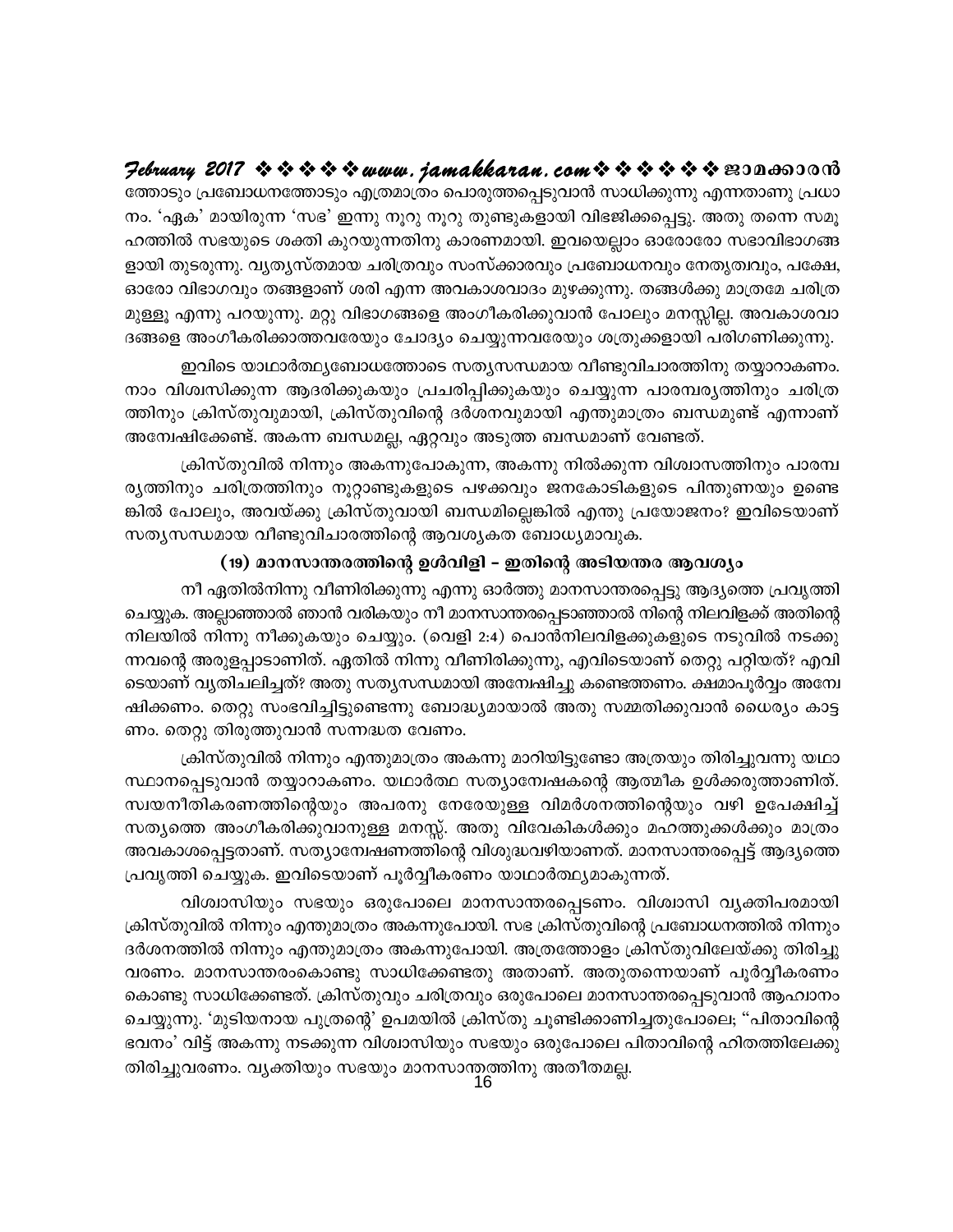ത്തോടും പ്രബോധനത്തോടും എത്രമാത്രം പൊരുത്തപ്പെടുവാൻ സാധിക്കുന്നു എന്നതാണു പ്രധാനം. 'ഏക' മായിരുന്ന 'സഭ' ഇന്നു നൂറു നൂറു തുണ്ടുകളായി വിഭജിക്കപ്പെട്ടു. അതു തന്നെ സമൂഹത്തിൽ സഭയുടെ ശക്തി കുറയുന്നതിനു കാരണമായി. ഇവയെല്ലാം ഓരോരോ സഭാവിഭാഗങ്ങളായി തുടരുന്നു. വ്യത്യസ്തമായ ചരിത്രവും സംസ്ക്കാരവും പ്രബോധനവും നേതൃത്വവും, പക്ഷേ, ഓരോ വിഭാഗവും തങ്ങളാണ് ശരി എന്ന അവകാശവാദം മുഴക്കുന്നു. തങ്ങൾക്കു മാത്രമേ ചരിത്രമുള്ളൂ എന്നു പറയുന്നു. മറ്റു വിഭാഗങ്ങളെ അംഗീകരിക്കുവാൻ പോലും മനസ്സില്ല. അവകാശവാദങ്ങളെ അംഗീകരിക്കാത്തവരേയും ചോദ്യം ചെയ്യുന്നവരേയും ശത്രുക്കളായി പരിഗണിക്കുന്നു.

ഇവിടെ യാഥാർത്ഥ്യബോധത്തോടെ സത്യസന്ധമായ വീണ്ടുവിചാരത്തിനു തയ്യാറാകണം. നാം വിശ്വസിക്കുന്ന ആദരിക്കുകയും പ്രചരിപ്പിക്കുകയും ചെയ്യുന്ന പാരമ്പര്യത്തിനും ചരിത്രത്തിനും ക്രിസ്തുവുമായി, ക്രിസ്തുവിന്റെ ദർശനവുമായി എന്തുമാത്രം ബന്ധമുണ്ട് എന്നാണ് അന്വേഷിക്കേണ്ട്. അകന്ന ബന്ധമല്ല, ഏറ്റവും അടുത്ത ബന്ധമാണ് വേണ്ടത്.

ക്രിസ്തുവിൽ നിന്നും അകന്നുപോകുന്ന, അകന്നു നിൽക്കുന്ന വിശ്വാസത്തിനും പാരമ്പര്യത്തിനും ചരിത്രത്തിനും നൂറ്റാണ്ടുകളുടെ പഴക്കവും ജനകോടികളുടെ പിന്തുണയും ഉണ്ടെങ്കിൽ പോലും, അവയ്ക്കു ക്രിസ്തുവായി ബന്ധമില്ലെങ്കിൽ എന്തു പ്രയോജനം? ഇവിടെയാണ് സത്യസന്ധമായ വീണ്ടുവിചാരത്തിന്റെ ആവശ്യകത ബോധ്യമാവുക.

### (19) മാനസാന്തരത്തിന്റെ ഉൾവിളി – ഇതിന്റെ അടിയന്തര ആവശ്യം

നീ ഏതിൽനിന്നു വീണിരിക്കുന്നു എന്നു ഓർത്തു മാനസാന്തരപ്പെട്ടു ആദ്യത്തെ പ്രവൃത്തി ചെയ്യുക. അല്ലാഞ്ഞാൽ ഞാൻ വരികയും നീ മാനസാന്തരപ്പെടാഞ്ഞാൽ നിന്റെ നിലവിളക്ക് അതിന്റെ നിലയിൽ നിന്നു നീക്കുകയും ചെയ്യും. (വെളി 2:4) പൊൻനിലവിളക്കുകളുടെ നടുവിൽ നടക്കുന്നവന്റെ അരുളപ്പാടാണിത്. ഏതിൽ നിന്നു വീണിരിക്കുന്നു, എവിടെയാണ് തെറ്റു പറ്റിയത്? എവിടെയാണ് വ്യതിചലിച്ചത്? അതു സത്യസന്ധമായി അന്വേഷിച്ചു കണ്ടെത്തണം. ക്ഷമാപൂർവ്വം അന്വേഷിക്കണം. തെറ്റു സംഭവിച്ചിട്ടുണ്ടെന്നു ബോദ്ധ്യമായാൽ അതു സമ്മതിക്കുവാൻ ധൈര്യം കാട്ടണം. തെറ്റു തിരുത്തുവാൻ സന്നദ്ധത വേണം.

ക്രിസ്തുവിൽ നിന്നും എന്തുമാത്രം അകന്നു മാറിയിട്ടുണ്ടോ അത്രയും തിരിച്ചുവന്നു യഥാസ്ഥാനപ്പെടുവാൻ തയ്യാറാകണം. യഥാർത്ഥ സത്യാന്വേഷകന്റെ ആത്മീക ഉൾക്കരുത്താണിത്. സ്വയനീതികരണത്തിന്റെയും അപരനു നേരേയുള്ള വിമർശനത്തിന്റെയും വഴി ഉപേക്ഷിച്ച് സത്യത്തെ അംഗീകരിക്കുവാനുള്ള മനസ്സ്. അതു വിവേകികൾക്കും മഹത്തുക്കൾക്കും മാത്രം അവകാശപ്പെട്ടതാണ്. സത്യാന്വേഷണത്തിന്റെ വിശുദ്ധവഴിയാണത്. മാനസാന്തരപ്പെട്ട് ആദ്യത്തെ പ്രവൃത്തി ചെയ്യുക. ഇവിടെയാണ് പൂർവ്വീകരണം യാഥാർത്ഥ്യമാകുന്നത്.

വിശ്വാസിയും സഭയും ഒരുപോലെ മാനസാന്തരപ്പെടണം. വിശ്വാസി വ്യക്തിപരമായി ക്രിസ്തുവിൽ നിന്നും എന്തുമാത്രം അകന്നുപോയി. സഭ ക്രിസ്തുവിന്റെ പ്രബോധനത്തിൽ നിന്നും ദർശനത്തിൽ നിന്നും എന്തുമാത്രം അകന്നുപോയി. അത്രത്തോളം ക്രിസ്തുവിലേയ്ക്കു തിരിച്ചു വരണം. മാനസാന്തരംകൊണ്ടു സാധിക്കേണ്ടതു അതാണ്. അതുതന്നെയാണ് പൂർവ്വീകരണം കൊണ്ടു സാധിക്കേണ്ടത്. ക്രിസ്തുവും ചരിത്രവും ഒരുപോലെ മാനസാന്തരപ്പെടുവാൻ ആഹ്വാനം ചെയ്യുന്നു. 'മുടിയനായ പുത്രന്റെ' ഉപമയിൽ ക്രിസ്തു ചൂണ്ടിക്കാണിച്ചതുപോലെ; "പിതാവിന്റെ ഭവനം' വിട്ട് അകന്നു നടക്കുന്ന വിശ്വാസിയും സഭയും ഒരുപോലെ പിതാവിന്റെ ഹിതത്തിലേക്കു തിരിച്ചുവരണം. വ്യക്തിയും സഭയും മാനസാന്തരത്തിനു അതീതമല്ല.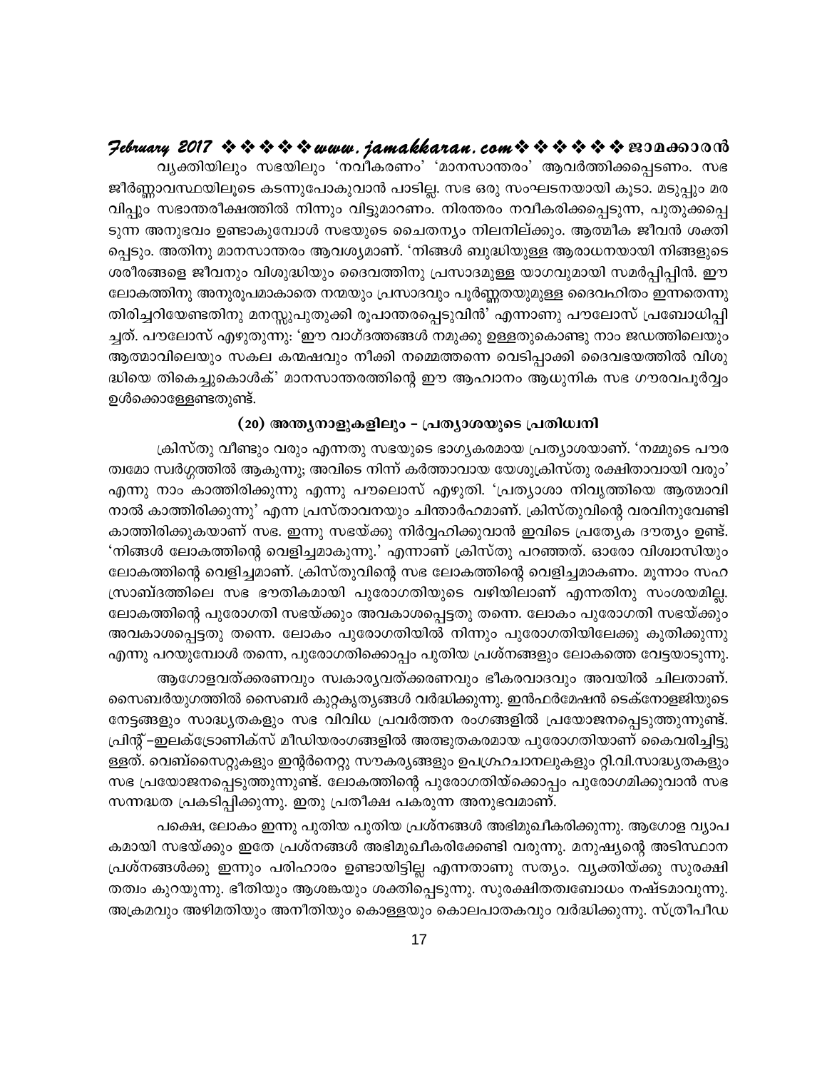വ്യക്തിയിലും സഭയിലും 'നവീകരണം' 'മാനസാന്തരം' ആവർത്തിക്കപ്പെടണം. സഭ ജീർണ്ണാവസ്ഥയിലൂടെ കടന്നുപോകുവാൻ പാടില്ല. സഭ ഒരു സംഘടനയായി കൂടാ. മടുപ്പും മരവിപ്പും സഭാന്തരീക്ഷത്തിൽ നിന്നും വിട്ടുമാറണം. നിരന്തരം നവീകരിക്കപ്പെടുന്ന, പുതുക്കപ്പെടുന്ന അനുഭവം ഉണ്ടാകുമ്പോൾ സഭയുടെ ചൈതന്യം നിലനില്ക്കും. ആത്മീക ജീവൻ ശക്തിപ്പെടും. അതിനു മാനസാന്തരം ആവശ്യമാണ്. 'നിങ്ങൾ ബുദ്ധിയുള്ള ആരാധനയായി നിങ്ങളുടെ ശരീരങ്ങളെ ജീവനും വിശുദ്ധിയും ദൈവത്തിനു പ്രസാദമുള്ള യാഗവുമായി സമർപ്പിപ്പിൻ. ഈ ലോകത്തിനു അനുരൂപമാകാതെ നന്മയും പ്രസാദവും പൂർണ്ണതയുമുള്ള ദൈവഹിതം ഇന്നതെന്നു തിരിച്ചറിയേണ്ടതിനു മനസ്സുപുതുക്കി രൂപാന്തരപ്പെടുവിൻ' എന്നാണു പൗലോസ് പ്രബോധിപ്പിച്ചത്. പൗലോസ് എഴുതുന്നു: 'ഈ വാഗ്ദത്തങ്ങൾ നമുക്കു ഉള്ളതുകൊണ്ടു നാം ജഡത്തിലെയും ആത്മാവിലെയും സകല കന്മഷവും നീക്കി നമ്മെത്തന്നെ വെടിപ്പാക്കി ദൈവഭയത്തിൽ വിശുദ്ധിയെ തികെച്ചുകൊൾക്' മാനസാന്തരത്തിന്റെ ഈ ആഹ്വാനം ആധുനിക സഭ ഗൗരവപൂർവ്വം ഉൾക്കൊള്ളേണ്ടതുണ്ട്.

### (20) അന്ത്യനാളുകളിലും – പ്രത്യാശയുടെ പ്രതിധ്വനി

ക്രിസ്തു വീണ്ടും വരും എന്നതു സഭയുടെ ഭാഗ്യകരമായ പ്രത്യാശയാണ്. 'നമ്മുടെ പൗരത്വമോ സ്വർഗ്ഗത്തിൽ ആകുന്നു; അവിടെ നിന്ന് കർത്താവായ യേശുക്രിസ്തു രക്ഷിതാവായി വരും' എന്നു നാം കാത്തിരിക്കുന്നു എന്നു പൗലൊസ് എഴുതി. 'പ്രത്യാശാ നിവൃത്തിയെ ആത്മാവിനാൽ കാത്തിരിക്കുന്നു' എന്ന പ്രസ്താവനയും ചിന്താർഹമാണ്. ക്രിസ്തുവിന്റെ വരവിനുവേണ്ടി കാത്തിരിക്കുകയാണ് സഭ. ഇന്നു സഭയ്ക്കു നിർവ്വഹിക്കുവാൻ ഇവിടെ പ്രത്യേക ദൗത്യം ഉണ്ട്. 'നിങ്ങൾ ലോകത്തിന്റെ വെളിച്ചമാകുന്നു.' എന്നാണ് ക്രിസ്തു പറഞ്ഞത്. ഓരോ വിശ്വാസിയും ലോകത്തിന്റെ വെളിച്ചമാണ്. ക്രിസ്തുവിന്റെ സഭ ലോകത്തിന്റെ വെളിച്ചമാകണം. മൂന്നാം സഹസ്രാബ്ദത്തിലെ സഭ ഭൗതികമായി പുരോഗതിയുടെ വഴിയിലാണ് എന്നതിനു സംശയമില്ല. ലോകത്തിന്റെ പുരോഗതി സഭയ്ക്കും അവകാശപ്പെട്ടതു തന്നെ. ലോകം പുരോഗതി സഭയ്ക്കും അവകാശപ്പെട്ടതു തന്നെ. ലോകം പുരോഗതിയിൽ നിന്നും പുരോഗതിയിലേക്കു കുതിക്കുന്നു എന്നു പറയുമ്പോൾ തന്നെ, പുരോഗതിക്കൊപ്പം പുതിയ പ്രശ്നങ്ങളും ലോകത്തെ വേട്ടയാടുന്നു.

ആഗോളവത്ക്കരണവും സ്വകാര്യവത്ക്കരണവും ഭീകരവാദവും അവയിൽ ചിലതാണ്. സൈബർയുഗത്തിൽ സൈബർ കുറ്റകൃത്യങ്ങൾ വർദ്ധിക്കുന്നു. ഇൻഫർമേഷൻ ടെക്നോളജിയുടെ നേട്ടങ്ങളും സാദ്ധ്യതകളും സഭ വിവിധ പ്രവർത്തന രംഗങ്ങളിൽ പ്രയോജനപ്പെടുത്തുന്നുണ്ട്. പ്രിന്റ് –ഇലക്ട്രോണിക്സ് മീഡിയരംഗങ്ങളിൽ അത്ഭുതകരമായ പുരോഗതിയാണ് കൈവരിച്ചിട്ടുള്ളത്. വെബ്സൈറ്റുകളും ഇന്റർനെറ്റു സൗകര്യങ്ങളും ഉപഗ്രഹചാനലുകളും റ്റി.വി.സാദ്ധ്യതകളും സഭ പ്രയോജനപ്പെടുത്തുന്നുണ്ട്. ലോകത്തിന്റെ പുരോഗതിയ്ക്കൊപ്പം പുരോഗമിക്കുവാൻ സഭ സന്നദ്ധത പ്രകടിപ്പിക്കുന്നു. ഇതു പ്രതീക്ഷ പകരുന്ന അനുഭവമാണ്.

പക്ഷെ, ലോകം ഇന്നു പുതിയ പുതിയ പ്രശ്നങ്ങൾ അഭിമുഖീകരിക്കുന്നു. ആഗോള വ്യാപകമായി സഭയ്ക്കും ഇതേ പ്രശ്നങ്ങൾ അഭിമുഖീകരിക്കേണ്ടി വരുന്നു. മനുഷ്യന്റെ അടിസ്ഥാന പ്രശ്നങ്ങൾക്കു ഇന്നും പരിഹാരം ഉണ്ടായിട്ടില്ല എന്നതാണു സത്യം. വ്യക്തിയ്ക്കു സുരക്ഷിതത്വം കുറയുന്നു. ഭീതിയും ആശങ്കയും ശക്തിപ്പെടുന്നു. സുരക്ഷിതത്വബോധം നഷ്ടമാവുന്നു. അക്രമവും അഴിമതിയും അനീതിയും കൊള്ളയും കൊലപാതകവും വർദ്ധിക്കുന്നു. സ്ത്രീപീഡ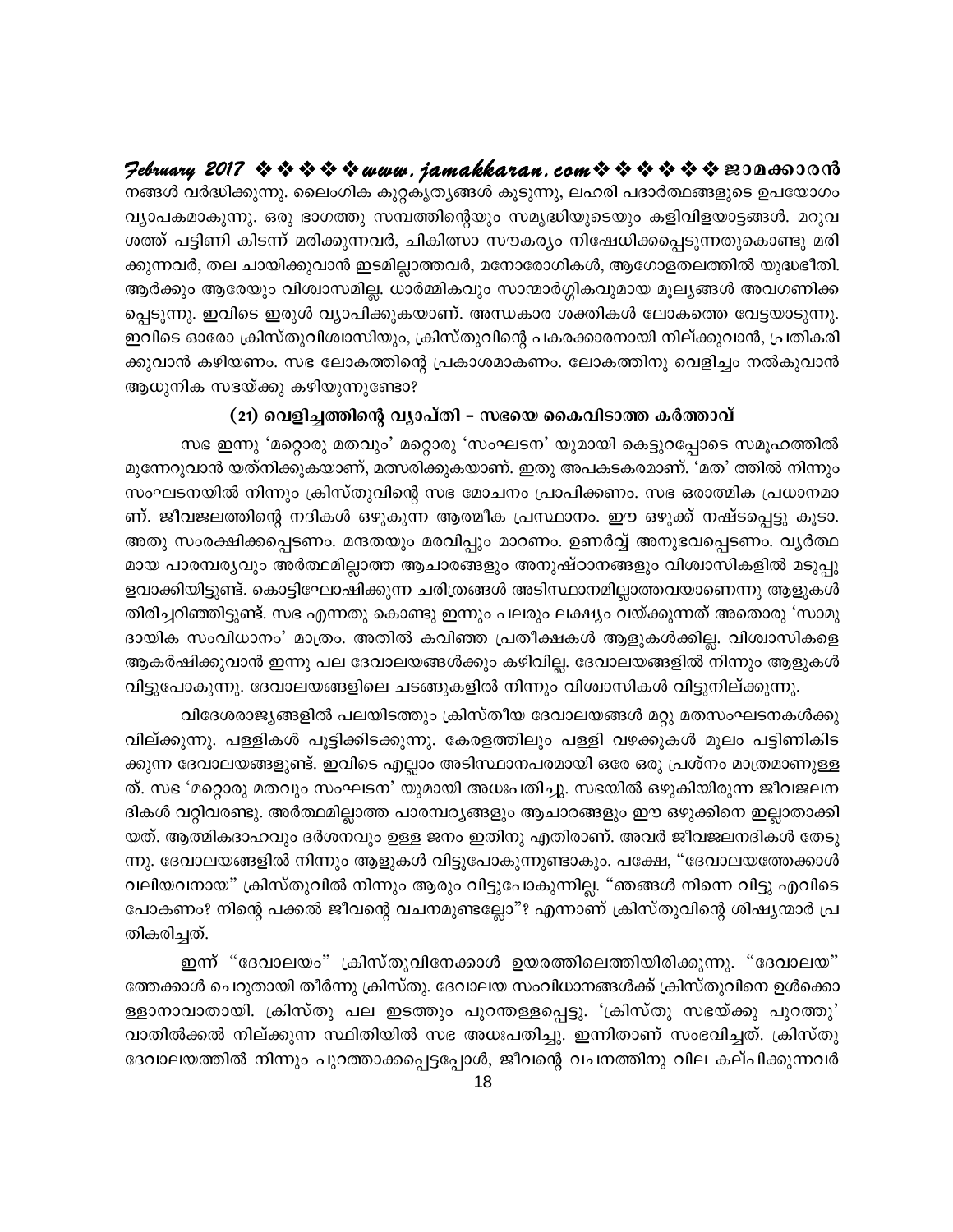നങ്ങൾ വർദ്ധിക്കുന്നു. ലൈംഗിക കുറ്റകൃത്യങ്ങൾ കൂടുന്നു, ലഹരി പദാർത്ഥങ്ങളുടെ ഉപയോഗം വ്യാപകമാകുന്നു. ഒരു ഭാഗത്തു സമ്പത്തിന്റെയും സമൃദ്ധിയുടെയും കളിവിളയാട്ടങ്ങൾ. മറുവശത്ത് പട്ടിണി കിടന്ന് മരിക്കുന്നവർ, ചികിത്സാ സൗകര്യം നിഷേധിക്കപ്പെടുന്നതുകൊണ്ടു മരിക്കുന്നവർ, തല ചായിക്കുവാൻ ഇടമില്ലാത്തവർ, മനോരോഗികൾ, ആഗോളതലത്തിൽ യുദ്ധഭീതി. ആർക്കും ആരേയും വിശ്വാസമില്ല. ധാർമ്മികവും സാന്മാർഗ്ഗികവുമായ മൂല്യങ്ങൾ അവഗണിക്കപ്പെടുന്നു. ഇവിടെ ഇരുൾ വ്യാപിക്കുകയാണ്. അന്ധകാര ശക്തികൾ ലോകത്തെ വേട്ടയാടുന്നു. ഇവിടെ ഓരോ ക്രിസ്തുവിശ്വാസിയും, ക്രിസ്തുവിന്റെ പകരക്കാരനായി നില്ക്കുവാൻ, പ്രതികരിക്കുവാൻ കഴിയണം. സഭ ലോകത്തിന്റെ പ്രകാശമാകണം. ലോകത്തിനു വെളിച്ചം നൽകുവാൻ ആധുനിക സഭയ്ക്കു കഴിയുന്നുണ്ടോ?

### (21) വെളിച്ചത്തിന്റെ വ്യാപ്തി – സഭയെ കൈവിടാത്ത കർത്താവ്

സഭ ഇന്നു 'മറ്റൊരു മതവും' മറ്റൊരു 'സംഘടന' യുമായി കെട്ടുറപ്പോടെ സമൂഹത്തിൽ മുന്നേറുവാൻ യത്നിക്കുകയാണ്, മത്സരിക്കുകയാണ്. ഇതു അപകടകരമാണ്. 'മത' ത്തിൽ നിന്നും സംഘടനയിൽ നിന്നും ക്രിസ്തുവിന്റെ സഭ മോചനം പ്രാപിക്കണം. സഭ ഒരാത്മിക പ്രധാനമാണ്. ജീവജലത്തിന്റെ നദികൾ ഒഴുകുന്ന ആത്മീക പ്രസ്ഥാനം. ഈ ഒഴുക്ക് നഷ്ടപ്പെട്ടു കൂടാ. അതു സംരക്ഷിക്കപ്പെടണം. മന്ദതയും മരവിപ്പും മാറണം. ഉണർവ്വ് അനുഭവപ്പെടണം. വ്യർത്ഥമായ പാരമ്പര്യവും അർത്ഥമില്ലാത്ത ആചാരങ്ങളും അനുഷ്ഠാനങ്ങളും വിശ്വാസികളിൽ മടുപ്പു ഉളവാക്കിയിട്ടുണ്ട്. കൊട്ടിഘോഷിക്കുന്ന ചരിത്രങ്ങൾ അടിസ്ഥാനമില്ലാത്തവയാണെന്നു ആളുകൾ തിരിച്ചറിഞ്ഞിട്ടുണ്ട്. സഭ എന്നതു കൊണ്ടു ഇന്നും പലരും ലക്ഷ്യം വയ്ക്കുന്നത് അതൊരു 'സാമുദായിക സംവിധാനം' മാത്രം. അതിൽ കവിഞ്ഞ പ്രതീക്ഷകൾ ആളുകൾക്കില്ല. വിശ്വാസികളെ ആകർഷിക്കുവാൻ ഇന്നു പല ദേവാലയങ്ങൾക്കും കഴിവില്ല. ദേവാലയങ്ങളിൽ നിന്നും ആളുകൾ വിട്ടുപോകുന്നു. ദേവാലയങ്ങളിലെ ചടങ്ങുകളിൽ നിന്നും വിശ്വാസികൾ വിട്ടുനില്ക്കുന്നു.

വിദേശരാജ്യങ്ങളിൽ പലയിടത്തും ക്രിസ്തീയ ദേവാലയങ്ങൾ മറ്റു മതസംഘടനകൾക്കു വില്ക്കുന്നു. പള്ളികൾ പൂട്ടിക്കിടക്കുന്നു. കേരളത്തിലും പള്ളി വഴക്കുകൾ മൂലം പട്ടിണികിടക്കുന്ന ദേവാലയങ്ങളുണ്ട്. ഇവിടെ എല്ലാം അടിസ്ഥാനപരമായി ഒരേ ഒരു പ്രശ്നം മാത്രമാണുള്ളത്. സഭ 'മറ്റൊരു മതവും സംഘടന' യുമായി അധഃപതിച്ചു. സഭയിൽ ഒഴുകിയിരുന്ന ജീവജലനദികൾ വറ്റിവരണ്ടു. അർത്ഥമില്ലാത്ത പാരമ്പര്യങ്ങളും ആചാരങ്ങളും ഈ ഒഴുക്കിനെ ഇല്ലാതാക്കിയത്. ആത്മികദാഹവും ദർശനവും ഉള്ള ജനം ഇതിനു എതിരാണ്. അവർ ജീവജലനദികൾ തേടുന്നു. ദേവാലയങ്ങളിൽ നിന്നും ആളുകൾ വിട്ടുപോകുന്നുണ്ടാകും. പക്ഷേ, "ദേവാലയത്തേക്കാൾ വലിയവനായ" ക്രിസ്തുവിൽ നിന്നും ആരും വിട്ടുപോകുന്നില്ല. "ഞങ്ങൾ നിന്നെ വിട്ടു എവിടെ പോകണം? നിന്റെ പക്കൽ ജീവന്റെ വചനമുണ്ടല്ലോ"? എന്നാണ് ക്രിസ്തുവിന്റെ ശിഷ്യന്മാർ പ്രതികരിച്ചത്.

ഇന്ന് "ദേവാലയം" ക്രിസ്തുവിനേക്കാൾ ഉയരത്തിലെത്തിയിരിക്കുന്നു. "ദേവാലയ" ത്തേക്കാൾ ചെറുതായി തീർന്നു ക്രിസ്തു. ദേവാലയ സംവിധാനങ്ങൾക്ക് ക്രിസ്തുവിനെ ഉൾക്കൊള്ളാനാവാതായി. ക്രിസ്തു പല ഇടത്തും പുറന്തള്ളപ്പെട്ടു. 'ക്രിസ്തു സഭയ്ക്കു പുറത്തു' വാതിൽക്കൽ നില്ക്കുന്ന സ്ഥിതിയിൽ സഭ അധഃപതിച്ചു. ഇന്നിതാണ് സംഭവിച്ചത്. ക്രിസ്തു ദേവാലയത്തിൽ നിന്നും പുറത്താക്കപ്പെട്ടപ്പോൾ, ജീവന്റെ വചനത്തിനു വില കല്പിക്കുന്നവർ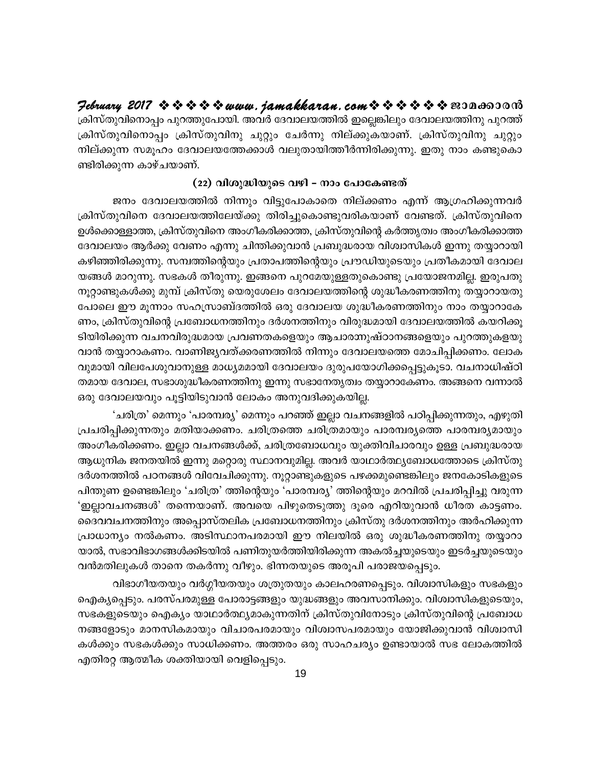ക്രിസ്തുവിനൊപ്പം പുറത്തുപോയി. അവർ ദേവാലയത്തിൽ ഇല്ലെങ്കിലും ദേവാലയത്തിനു പുറത്ത് ക്രിസ്തുവിനൊപ്പം ക്രിസ്തുവിനു ചുറ്റും ചേർന്നു നില്ക്കുകയാണ്. ക്രിസ്തുവിനു ചുറ്റും നില്ക്കുന്ന സമൂഹം ദേവാലയത്തേക്കാൾ വലുതായിത്തീർന്നിരിക്കുന്നു. ഇതു നാം കണ്ടുകൊണ്ടിരിക്കുന്ന കാഴ്ചയാണ്.

### (22) വിശുദ്ധിയുടെ വഴി – നാം പോകേണ്ടത്

ജനം ദേവാലയത്തിൽ നിന്നും വിട്ടുപോകാതെ നില്ക്കണം എന്ന് ആഗ്രഹിക്കുന്നവർ ക്രിസ്തുവിനെ ദേവാലയത്തിലേയ്ക്കു തിരിച്ചുകൊണ്ടുവരികയാണ് വേണ്ടത്. ക്രിസ്തുവിനെ ഉൾക്കൊള്ളാത്ത, ക്രിസ്തുവിനെ അംഗീകരിക്കാത്ത, ക്രിസ്തുവിന്റെ കർത്തൃത്വം അംഗീകരിക്കാത്ത ദേവാലയം ആർക്കു വേണം എന്നു ചിന്തിക്കുവാൻ പ്രബുദ്ധരായ വിശ്വാസികൾ ഇന്നു തയ്യാറായി കഴിഞ്ഞിരിക്കുന്നു. സമ്പത്തിന്റെയും പ്രതാപത്തിന്റെയും പ്രൗഢിയുടെയും പ്രതീകമായി ദേവാലയങ്ങൾ മാറുന്നു. സഭകൾ തീരുന്നു. ഇങ്ങനെ പുറമേയുള്ളതുകൊണ്ടു പ്രയോജനമില്ല. ഇരുപതു നൂറ്റാണ്ടുകൾക്കു മുമ്പ് ക്രിസ്തു യെരുശലേം ദേവാലയത്തിന്റെ ശുദ്ധീകരണത്തിനു തയ്യാറായതു പോലെ ഈ മൂന്നാം സഹസ്രാബ്ദത്തിൽ ഒരു ദേവാലയ ശുദ്ധീകരണത്തിനും നാം തയ്യാറാകേണം, ക്രിസ്തുവിന്റെ പ്രബോധനത്തിനും ദർശനത്തിനും വിരുദ്ധമായി ദേവാലയത്തിൽ കയറിക്കൂടിയിരിക്കുന്ന വചനവിരുദ്ധമായ പ്രവണതകളെയും ആചാരാനുഷ്ഠാനങ്ങളെയും പുറത്തുകളയുവാൻ തയ്യാറാകണം. വാണിജ്യവത്ക്കരണത്തിൽ നിന്നും ദേവാലയത്തെ മോചിപ്പിക്കണം. ലോകവുമായി വിലപേശുവാനുള്ള മാധ്യമമായി ദേവാലയം ദുരുപയോഗിക്കപ്പെട്ടുകൂടാ. വചനാധിഷ്ഠിതമായ ദേവാല, സഭാശുദ്ധീകരണത്തിനു ഇന്നു സഭാനേതൃത്വം തയ്യാറാകേണം. അങ്ങനെ വന്നാൽ ഒരു ദേവാലയവും പൂട്ടിയിടുവാൻ ലോകം അനുവദിക്കുകയില്ല.

'ചരിത്ര' മെന്നും 'പാരമ്പര്യ' മെന്നും പറഞ്ഞ് ഇല്ലാ വചനങ്ങളിൽ പഠിപ്പിക്കുന്നതും, എഴുതി പ്രചരിപ്പിക്കുന്നതും മതിയാക്കണം. ചരിത്രത്തെ ചരിത്രമായും പാരമ്പര്യത്തെ പാരമ്പര്യമായും അംഗീകരിക്കണം. ഇല്ലാ വചനങ്ങൾക്ക്, ചരിത്രബോധവും യുക്തിവിചാരവും ഉള്ള പ്രബുദ്ധരായ ആധുനിക ജനതയിൽ ഇന്നു മറ്റൊരു സ്ഥാനവുമില്ല. അവർ യാഥാർത്ഥ്യബോധത്തോടെ ക്രിസ്തു ദർശനത്തിൽ പഠനങ്ങൾ വിവേചിക്കുന്നു. നൂറ്റാണ്ടുകളുടെ പഴക്കമുണ്ടെങ്കിലും ജനകോടികളുടെ പിന്തുണ ഉണ്ടെങ്കിലും 'ചരിത്ര' ത്തിന്റെയും 'പാരമ്പര്യ' ത്തിന്റെയും മറവിൽ പ്രചരിപ്പിച്ചു വരുന്ന 'ഇല്ലാവചനങ്ങൾ' തന്നെയാണ്. അവയെ പിഴുതെടുത്തു ദൂരെ എറിയുവാൻ ധീരത കാട്ടണം. ദൈവവചനത്തിനും അപ്പൊസ്തലിക പ്രബോധനത്തിനും ക്രിസ്തു ദർശനത്തിനും അർഹിക്കുന്ന പ്രാധാന്യം നൽകണം. അടിസ്ഥാനപരമായി ഈ നിലയിൽ ഒരു ശുദ്ധീകരണത്തിനു തയ്യാറായാൽ, സഭാവിഭാഗങ്ങൾക്കിടയിൽ പണിതുയർത്തിയിരിക്കുന്ന അകൽച്ചയുടെയും ഇടർച്ചയുടെയും വൻമതിലുകൾ താനെ തകർന്നു വീഴും. ഭിന്നതയുടെ അരൂപി പരാജയപ്പെടും.

വിഭാഗീയതയും വർഗ്ഗീയതയും ശത്രുതയും കാലഹരണപ്പെടും. വിശ്വാസികളും സഭകളും ഐക്യപ്പെടും. പരസ്പരമുള്ള പോരാട്ടങ്ങളും യുദ്ധങ്ങളും അവസാനിക്കും. വിശ്വാസികളുടെയും, സഭകളുടെയും ഐക്യം യാഥാർത്ഥ്യമാകുന്നതിന് ക്രിസ്തുവിനോടും ക്രിസ്തുവിന്റെ പ്രബോധനങ്ങളോടും മാനസികമായും വിചാരപരമായും വിശ്വാസപരമായും യോജിക്കുവാൻ വിശ്വാസികൾക്കും സഭകൾക്കും സാധിക്കണം. അത്തരം ഒരു സാഹചര്യം ഉണ്ടായാൽ സഭ ലോകത്തിൽ എതിരറ്റ ആത്മീക ശക്തിയായി വെളിപ്പെടും.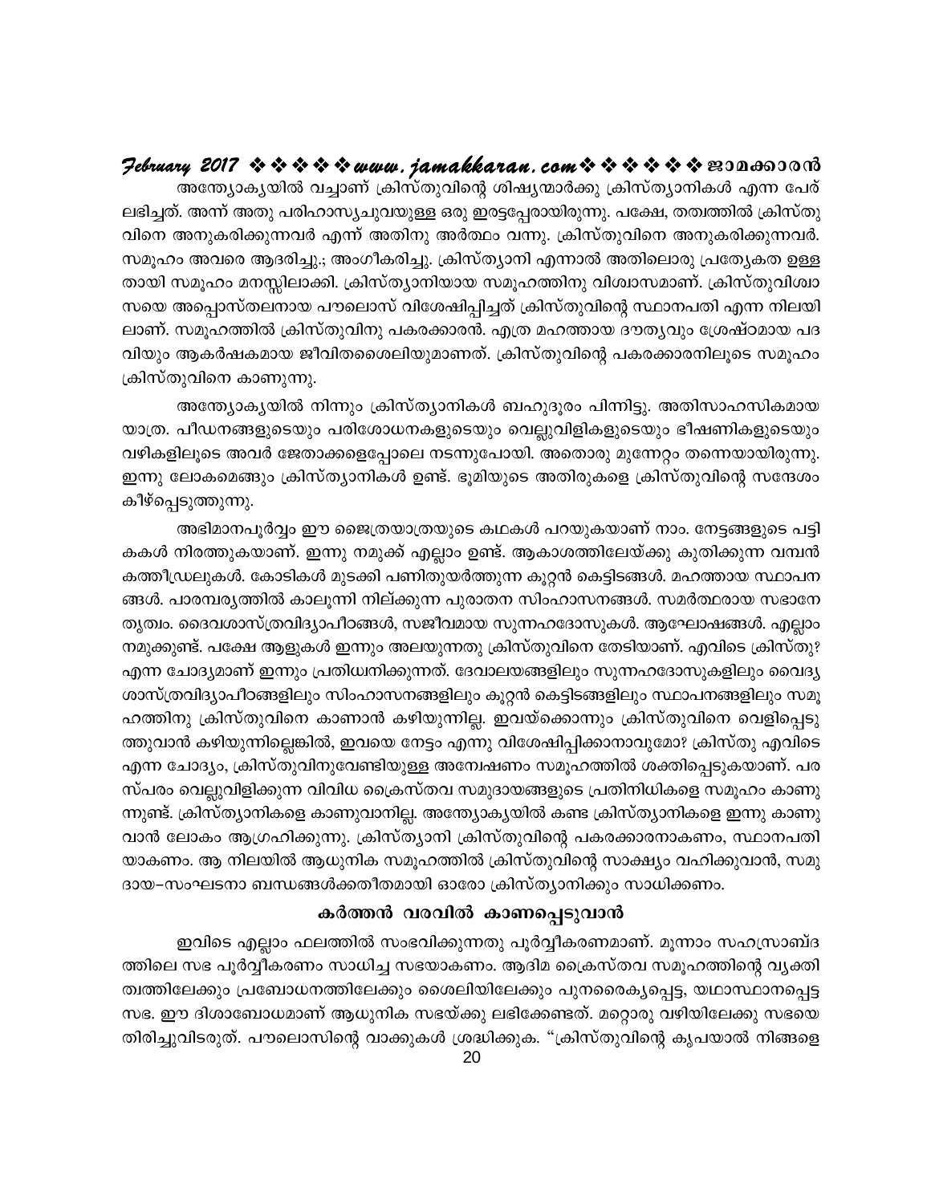അന്ത്യോക്യയിൽ വച്ചാണ് ക്രിസ്തുവിന്റെ ശിഷ്യന്മാർക്കു ക്രിസ്ത്യാനികൾ എന്ന പേര് ലഭിച്ചത്. അന്ന് അതു പരിഹാസ്യചുവയുള്ള ഒരു ഇരട്ടപ്പേരായിരുന്നു. പക്ഷേ, തത്വത്തിൽ ക്രിസ്തുവിനെ അനുകരിക്കുന്നവർ എന്ന് അതിനു അർത്ഥം വന്നു. ക്രിസ്തുവിനെ അനുകരിക്കുന്നവർ. സമൂഹം അവരെ ആദരിച്ചു.; അംഗീകരിച്ചു. ക്രിസ്ത്യാനി എന്നാൽ അതിലൊരു പ്രത്യേകത ഉള്ളതായി സമൂഹം മനസ്സിലാക്കി. ക്രിസ്ത്യാനിയായ സമൂഹത്തിനു വിശ്വാസമാണ്. ക്രിസ്തുവിശ്വാസയെ അപ്പൊസ്തലനായ പൗലൊസ് വിശേഷിപ്പിച്ചത് ക്രിസ്തുവിന്റെ സ്ഥാനപതി എന്ന നിലയിലാണ്. സമൂഹത്തിൽ ക്രിസ്തുവിനു പകരക്കാരൻ. എത്ര മഹത്തായ ദൗത്യവും ശ്രേഷ്ഠമായ പദവിയും ആകർഷകമായ ജീവിതശൈലിയുമാണത്. ക്രിസ്തുവിന്റെ പകരക്കാരനിലൂടെ സമൂഹം ക്രിസ്തുവിനെ കാണുന്നു.

അന്ത്യോക്യയിൽ നിന്നും ക്രിസ്ത്യാനികൾ ബഹുദൂരം പിന്നിട്ടു. അതിസാഹസികമായ യാത്ര. പീഡനങ്ങളുടെയും പരിശോധനകളുടെയും വെല്ലുവിളികളുടെയും ഭീഷണികളുടെയും വഴികളിലൂടെ അവർ ജേതാക്കളെപ്പോലെ നടന്നുപോയി. അതൊരു മുന്നേറ്റം തന്നെയായിരുന്നു. ഇന്നു ലോകമെങ്ങും ക്രിസ്ത്യാനികൾ ഉണ്ട്. ഭൂമിയുടെ അതിരുകളെ ക്രിസ്തുവിന്റെ സന്ദേശം കീഴ്പ്പെടുത്തുന്നു.

അഭിമാനപൂർവ്വം ഈ ജൈത്രയാത്രയുടെ കഥകൾ പറയുകയാണ് നാം. നേട്ടങ്ങളുടെ പട്ടികകൾ നിരത്തുകയാണ്. ഇന്നു നമുക്ക് എല്ലാം ഉണ്ട്. ആകാശത്തിലേയ്ക്കു കുതിക്കുന്ന വമ്പൻ കത്തീഡ്രലുകൾ. കോടികൾ മുടക്കി പണിതുയർത്തുന്ന കൂറ്റൻ കെട്ടിടങ്ങൾ. മഹത്തായ സ്ഥാപനങ്ങൾ. പാരമ്പര്യത്തിൽ കാലൂന്നി നില്ക്കുന്ന പുരാതന സിംഹാസനങ്ങൾ. സമർത്ഥരായ സഭാനേതൃത്വം. ദൈവശാസ്ത്രവിദ്യാപീഠങ്ങൾ, സജീവമായ സുന്നഹദോസുകൾ. ആഘോഷങ്ങൾ. എല്ലാം നമുക്കുണ്ട്. പക്ഷേ ആളുകൾ ഇന്നും അലയുന്നതു ക്രിസ്തുവിനെ തേടിയാണ്. എവിടെ ക്രിസ്തു? എന്ന ചോദ്യമാണ് ഇന്നും പ്രതിധ്വനിക്കുന്നത്. ദേവാലയങ്ങളിലും സുന്നഹദോസുകളിലും വൈദ്യശാസ്ത്രവിദ്യാപീഠങ്ങളിലും സിംഹാസനങ്ങളിലും കൂറ്റൻ കെട്ടിടങ്ങളിലും സ്ഥാപനങ്ങളിലും സമൂഹത്തിനു ക്രിസ്തുവിനെ കാണാൻ കഴിയുന്നില്ല. ഇവയ്ക്കൊന്നും ക്രിസ്തുവിനെ വെളിപ്പെടുത്തുവാൻ കഴിയുന്നില്ലെങ്കിൽ, ഇവയെ നേട്ടം എന്നു വിശേഷിപ്പിക്കാനാവുമോ? ക്രിസ്തു എവിടെ എന്ന ചോദ്യം, ക്രിസ്തുവിനുവേണ്ടിയുള്ള അന്വേഷണം സമൂഹത്തിൽ ശക്തിപ്പെടുകയാണ്. പരസ്പരം വെല്ലുവിളിക്കുന്ന വിവിധ ക്രൈസ്തവ സമുദായങ്ങളുടെ പ്രതിനിധികളെ സമൂഹം കാണുന്നുണ്ട്. ക്രിസ്ത്യാനികളെ കാണുവാനില്ല. അന്ത്യോക്യയിൽ കണ്ട ക്രിസ്ത്യാനികളെ ഇന്നു കാണുവാൻ ലോകം ആഗ്രഹിക്കുന്നു. ക്രിസ്ത്യാനി ക്രിസ്തുവിന്റെ പകരക്കാരനാകണം, സ്ഥാനപതിയാകണം. ആ നിലയിൽ ആധുനിക സമൂഹത്തിൽ ക്രിസ്തുവിന്റെ സാക്ഷ്യം വഹിക്കുവാൻ, സമുദായ–സംഘടനാ ബന്ധങ്ങൾക്കതീതമായി ഓരോ ക്രിസ്ത്യാനിക്കും സാധിക്കണം.

## കർത്തൻ വരവിൽ കാണപ്പെടുവാൻ

ഇവിടെ എല്ലാം ഫലത്തിൽ സംഭവിക്കുന്നതു പൂർവ്വീകരണമാണ്. മൂന്നാം സഹസ്രാബ്ദത്തിലെ സഭ പൂർവ്വീകരണം സാധിച്ച സഭയാകണം. ആദിമ ക്രൈസ്തവ സമൂഹത്തിന്റെ വ്യക്തിത്വത്തിലേക്കും പ്രബോധനത്തിലേക്കും ശൈലിയിലേക്കും പുനരൈക്യപ്പെട്ട, യഥാസ്ഥാനപ്പെട്ട സഭ. ഈ ദിശാബോധമാണ് ആധുനിക സഭയ്ക്കു ലഭിക്കേണ്ടത്. മറ്റൊരു വഴിയിലേക്കു സഭയെ തിരിച്ചുവിടരുത്. പൗലൊസിന്റെ വാക്കുകൾ ശ്രദ്ധിക്കുക. "ക്രിസ്തുവിന്റെ കൃപയാൽ നിങ്ങളെ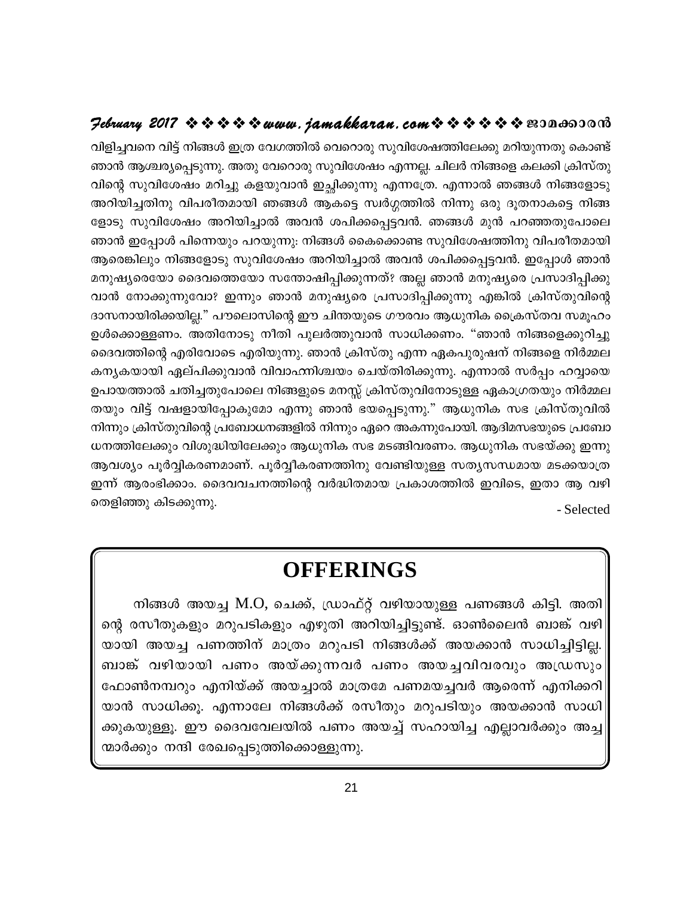വിളിച്ചവനെ വിട്ട് നിങ്ങൾ ഇത്ര വേഗത്തിൽ വെറൊരു സുവിശേഷത്തിലേക്കു മറിയുന്നതു കൊണ്ട് ഞാൻ ആശ്ചര്യപ്പെടുന്നു. അതു വേറൊരു സുവിശേഷം എന്നല്ല. ചിലർ നിങ്ങളെ കലക്കി ക്രിസ്തുവിന്റെ സുവിശേഷം മറിച്ചു കളയുവാൻ ഇച്ഛിക്കുന്നു എന്നത്രേ. എന്നാൽ ഞങ്ങൾ നിങ്ങളോടു അറിയിച്ചതിനു വിപരീതമായി ഞങ്ങൾ ആകട്ടെ സ്വർഗ്ഗത്തിൽ നിന്നു ഒരു ദൂതനാകട്ടെ നിങ്ങളോടു സുവിശേഷം അറിയിച്ചാൽ അവൻ ശപിക്കപ്പെട്ടവൻ. ഞങ്ങൾ മുൻ പറഞ്ഞതുപോലെ ഞാൻ ഇപ്പോൾ പിന്നെയും പറയുന്നു: നിങ്ങൾ കൈക്കൊണ്ട സുവിശേഷത്തിനു വിപരീതമായി ആരെങ്കിലും നിങ്ങളോടു സുവിശേഷം അറിയിച്ചാൽ അവൻ ശപിക്കപ്പെട്ടവൻ. ഇപ്പോൾ ഞാൻ മനുഷ്യരെയോ ദൈവത്തെയോ സന്തോഷിപ്പിക്കുന്നത്? അല്ല ഞാൻ മനുഷ്യരെ പ്രസാദിപ്പിക്കുവാൻ നോക്കുന്നുവോ? ഇന്നും ഞാൻ മനുഷ്യരെ പ്രസാദിപ്പിക്കുന്നു എങ്കിൽ ക്രിസ്തുവിന്റെ ദാസനായിരിക്കയില്ല." പൗലൊസിന്റെ ഈ ചിന്തയുടെ ഗൗരവം ആധുനിക ക്രൈസ്തവ സമൂഹം ഉൾക്കൊള്ളണം. അതിനോടു നീതി പുലർത്തുവാൻ സാധിക്കണം. "ഞാൻ നിങ്ങളെക്കുറിച്ചു ദൈവത്തിന്റെ എരിവോടെ എരിയുന്നു. ഞാൻ ക്രിസ്തു എന്ന ഏകപുരുഷന് നിങ്ങളെ നിർമ്മല കന്യകയായി ഏല്പിക്കുവാൻ വിവാഹനിശ്ചയം ചെയ്തിരിക്കുന്നു. എന്നാൽ സർപ്പം ഹവ്വായെ ഉപായത്താൽ ചതിച്ചതുപോലെ നിങ്ങളുടെ മനസ്സ് ക്രിസ്തുവിനോടുള്ള ഏകാഗ്രതയും നിർമ്മലതയും വിട്ട് വഷളായിപ്പോകുമോ എന്നു ഞാൻ ഭയപ്പെടുന്നു." ആധുനിക സഭ ക്രിസ്തുവിൽ നിന്നും ക്രിസ്തുവിന്റെ പ്രബോധനങ്ങളിൽ നിന്നും ഏറെ അകന്നുപോയി. ആദിമസഭയുടെ പ്രബോധനത്തിലേക്കും വിശുദ്ധിയിലേക്കും ആധുനിക സഭ മടങ്ങിവരണം. ആധുനിക സഭയ്ക്കു ഇന്നു ആവശ്യം പൂർവ്വികരണമാണ്. പൂർവ്വീകരണത്തിനു വേണ്ടിയുള്ള സത്യസന്ധമായ മടക്കയാത്ര ഇന്ന് ആരംഭിക്കാം. ദൈവവചനത്തിന്റെ വർദ്ധിതമായ പ്രകാശത്തിൽ ഇവിടെ, ഇതാ ആ വഴി തെളിഞ്ഞു കിടക്കുന്നു.

- Selected

## OFFERINGS

നിങ്ങൾ അയച്ച M.O, ചെക്ക്, ഡ്രാഫ്റ്റ് വഴിയായുള്ള പണങ്ങൾ കിട്ടി. അതിന്റെ രസീതുകളും മറുപടികളും എഴുതി അറിയിച്ചിട്ടുണ്ട്. ഓൺലൈൻ ബാങ്ക് വഴിയായി അയച്ച പണത്തിന് മാത്രം മറുപടി നിങ്ങൾക്ക് അയക്കാൻ സാധിച്ചിട്ടില്ല. ബാങ്ക് വഴിയായി പണം അയ്ക്കുന്നവർ പണം അയച്ചവിവരവും അഡ്രസും ഫോൺനമ്പറും എനിയ്ക്ക് അയച്ചാൽ മാത്രമേ പണമയച്ചവർ ആരെന്ന് എനിക്കറിയാൻ സാധിക്കൂ. എന്നാലേ നിങ്ങൾക്ക് രസീതും മറുപടിയും അയക്കാൻ സാധിക്കുകയുള്ളൂ. ഈ ദൈവവേലയിൽ പണം അയച്ച് സഹായിച്ച എല്ലാവർക്കും അച്ചന്മാർക്കും നന്ദി രേഖപ്പെടുത്തിക്കൊള്ളുന്നു.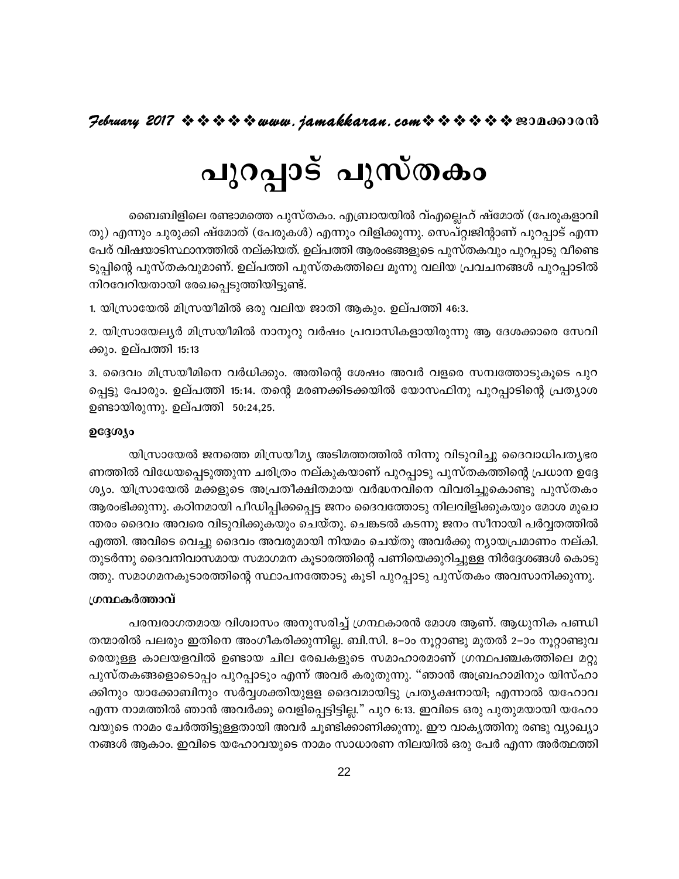# പുറപ്പാട് പുസ്തകം

ബൈബിളിലെ രണ്ടാമത്തെ പുസ്തകം. എബ്രായയിൽ വ്എല്ലെഹ് ഷ്മോത് (പേരുകളാവിതു) എന്നും ചുരുക്കി ഷ്മോത് (പേരുകൾ) എന്നും വിളിക്കുന്നു. സെപ്റ്റുജിന്റാണ് പുറപ്പാട് എന്ന പേര് വിഷയാടിസ്ഥാനത്തിൽ നല്കിയത്. ഉല്പത്തി ആരംഭങ്ങളുടെ പുസ്തകവും പുറപ്പാടു വീണ്ടെടുപ്പിന്റെ പുസ്തകവുമാണ്. ഉല്പത്തി പുസ്തകത്തിലെ മൂന്നു വലിയ പ്രവചനങ്ങൾ പുറപ്പാടിൽ നിറവേറിയതായി രേഖപ്പെടുത്തിയിട്ടുണ്ട്.

1. യിസ്രായേൽ മിസ്രയീമിൽ ഒരു വലിയ ജാതി ആകും. ഉല്പത്തി 46:3.

2. യിസ്രായേല്യർ മിസ്രയീമിൽ നാനൂറു വർഷം പ്രവാസികളായിരുന്നു ആ ദേശക്കാരെ സേവിക്കും. ഉല്പത്തി 15:13

3. ദൈവം മിസ്രയീമിനെ വർധിക്കും. അതിന്റെ ശേഷം അവർ വളരെ സമ്പത്തോടുകൂടെ പുറപ്പെട്ടു പോരും. ഉല്പത്തി 15:14. തന്റെ മരണക്കിടക്കയിൽ യോസഫിനു പുറപ്പാടിന്റെ പ്രത്യാശ ഉണ്ടായിരുന്നു. ഉല്പത്തി 50:24,25.

#### ഉദ്ദേശ്യം

യിസ്രായേൽ ജനത്തെ മിസ്രയീമ്യ അടിമത്തത്തിൽ നിന്നു വിടുവിച്ചു ദൈവാധിപത്യഭരണത്തിൽ വിധേയപ്പെടുത്തുന്ന ചരിത്രം നല്കുകയാണ് പുറപ്പാടു പുസ്തകത്തിന്റെ പ്രധാന ഉദ്ദേശ്യം. യിസ്രായേൽ മക്കളുടെ അപ്രതീക്ഷിതമായ വർദ്ധനവിനെ വിവരിച്ചുകൊണ്ടു പുസ്തകം ആരംഭിക്കുന്നു. കഠിനമായി പീഡിപ്പിക്കപ്പെട്ട ജനം ദൈവത്തോടു നിലവിളിക്കുകയും മോശ മുഖാന്തരം ദൈവം അവരെ വിടുവിക്കുകയും ചെയ്തു. ചെങ്കടൽ കടന്നു ജനം സീനായി പർവ്വതത്തിൽ എത്തി. അവിടെ വെച്ചു ദൈവം അവരുമായി നിയമം ചെയ്തു അവർക്കു ന്യായപ്രമാണം നല്കി. തുടർന്നു ദൈവനിവാസമായ സമാഗമന കൂടാരത്തിന്റെ പണിയെക്കുറിച്ചുള്ള നിർദ്ദേശങ്ങൾ കൊടുത്തു. സമാഗമനകൂടാരത്തിന്റെ സ്ഥാപനത്തോടു കൂടി പുറപ്പാടു പുസ്തകം അവസാനിക്കുന്നു.

#### ഗ്രന്ഥകർത്താവ്

പരമ്പരാഗതമായ വിശ്വാസം അനുസരിച്ച് ഗ്രന്ഥകാരൻ മോശ ആണ്. ആധുനിക പണ്ഡിതന്മാരിൽ പലരും ഇതിനെ അംഗീകരിക്കുന്നില്ല. ബി.സി. 8–ാം നൂറ്റാണ്ടു മുതൽ 2–ാം നൂറ്റാണ്ടുവരെയുള്ള കാലയളവിൽ ഉണ്ടായ ചില രേഖകളുടെ സമാഹാരമാണ് ഗ്രന്ഥപഞ്ചകത്തിലെ മറ്റു പുസ്തകങ്ങളോടൊപ്പം പുറപ്പാടും എന്ന് അവർ കരുതുന്നു. "ഞാൻ അബ്രഹാമിനും യിസ്ഹാക്കിനും യാക്കോബിനും സർവ്വശക്തിയുള്ള ദൈവമായിട്ടു പ്രത്യക്ഷനായി; എന്നാൽ യഹോവ എന്ന നാമത്തിൽ ഞാൻ അവർക്കു വെളിപ്പെട്ടിട്ടില്ല." പുറ 6:13. ഇവിടെ ഒരു പുതുമയായി യഹോവയുടെ നാമം ചേർത്തിട്ടുള്ളതായി അവർ ചൂണ്ടിക്കാണിക്കുന്നു. ഈ വാക്യത്തിനു രണ്ടു വ്യാഖ്യാനങ്ങൾ ആകാം. ഇവിടെ യഹോവയുടെ നാമം സാധാരണ നിലയിൽ ഒരു പേർ എന്ന അർത്ഥത്തി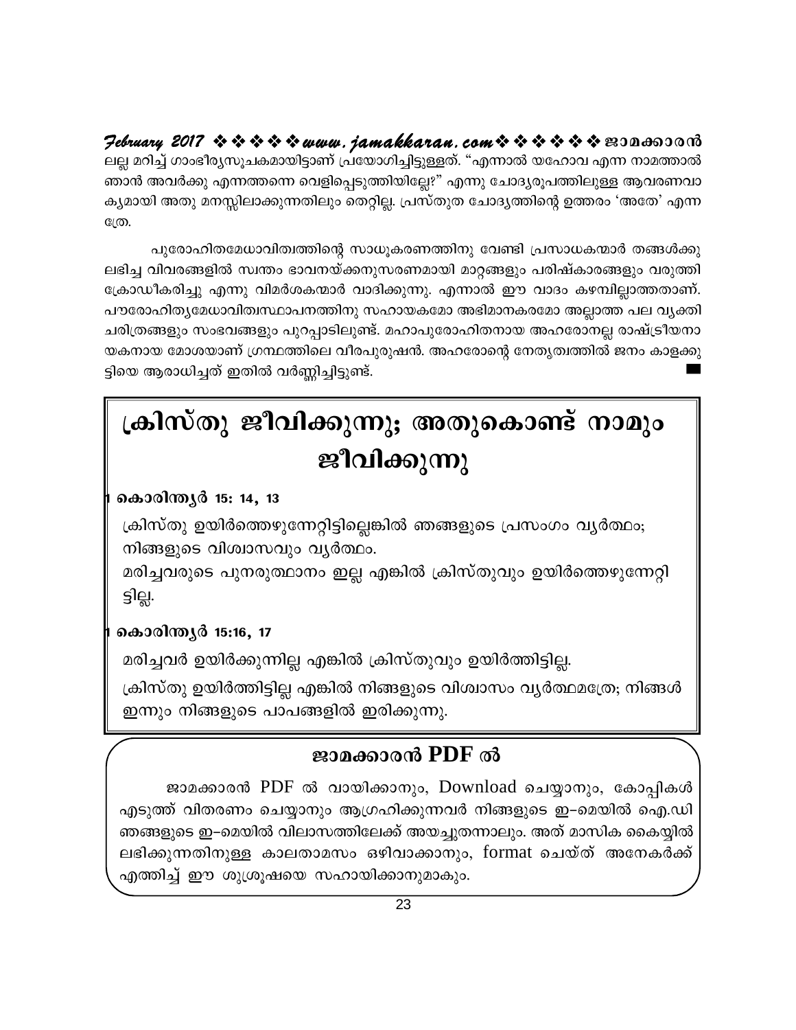ലല്ല മറിച്ച് ഗാംഭീര്യസൂചകമായിട്ടാണ് പ്രയോഗിച്ചിട്ടുള്ളത്. "എന്നാൽ യഹോവ എന്ന നാമത്താൽ ഞാൻ അവർക്കു എന്നത്തന്നെ വെളിപ്പെടുത്തിയില്ലേ?" എന്നു ചോദ്യരൂപത്തിലുള്ള ആവരണവാക്യമായി അതു മനസ്സിലാക്കുന്നതിലും തെറ്റില്ല. പ്രസ്തുത ചോദ്യത്തിന്റെ ഉത്തരം 'അതേ' എന്നത്രേ.

പുരോഹിതമേധാവിത്വത്തിന്റെ സാധൂകരണത്തിനു വേണ്ടി പ്രസാധകന്മാർ തങ്ങൾക്കു ലഭിച്ച വിവരങ്ങളിൽ സ്വന്തം ഭാവനയ്ക്കനുസരണമായി മാറ്റങ്ങളും പരിഷ്കാരങ്ങളും വരുത്തി ക്രോഡീകരിച്ചു എന്നു വിമർശകന്മാർ വാദിക്കുന്നു. എന്നാൽ ഈ വാദം കഴമ്പില്ലാത്തതാണ്. പൗരോഹിത്യമേധാവിത്വസ്ഥാപനത്തിനു സഹായകമോ അഭിമാനകരമോ അല്ലാത്ത പല വ്യക്തി ചരിത്രങ്ങളും സംഭവങ്ങളും പുറപ്പാടിലുണ്ട്. മഹാപുരോഹിതനായ അഹരോനല്ല രാഷ്ട്രീയനായകനായ മോശയാണ് ഗ്രന്ഥത്തിലെ വീരപുരുഷൻ. അഹരോന്റെ നേതൃത്വത്തിൽ ജനം കാളക്കുട്ടിയെ ആരാധിച്ചത് ഇതിൽ വർണ്ണിച്ചിട്ടുണ്ട്. ■

# ക്രിസ്തു ജീവിക്കുന്നു; അതുകൊണ്ട് നാമും ജീവിക്കുന്നു

**1 കൊരിന്ത്യർ 15: 14, 13**

ക്രിസ്തു ഉയിർത്തെഴുന്നേറ്റിട്ടില്ലെങ്കിൽ ഞങ്ങളുടെ പ്രസംഗം വ്യർത്ഥം; നിങ്ങളുടെ വിശ്വാസവും വ്യർത്ഥം.
മരിച്ചവരുടെ പുനരുത്ഥാനം ഇല്ല എങ്കിൽ ക്രിസ്തുവും ഉയിർത്തെഴുന്നേറ്റിട്ടില്ല.

**1 കൊരിന്ത്യർ 15:16, 17**

മരിച്ചവർ ഉയിർക്കുന്നില്ല എങ്കിൽ ക്രിസ്തുവും ഉയിർത്തിട്ടില്ല.

ക്രിസ്തു ഉയിർത്തിട്ടില്ല എങ്കിൽ നിങ്ങളുടെ വിശ്വാസം വ്യർത്ഥമത്രേ; നിങ്ങൾ ഇന്നും നിങ്ങളുടെ പാപങ്ങളിൽ ഇരിക്കുന്നു.

## ജാമക്കാരൻ PDF ൽ

ജാമക്കാരൻ PDF ൽ വായിക്കാനും, Download ചെയ്യാനും, കോപ്പികൾ എടുത്ത് വിതരണം ചെയ്യാനും ആഗ്രഹിക്കുന്നവർ നിങ്ങളുടെ ഇ–മെയിൽ ഐ.ഡി ഞങ്ങളുടെ ഇ–മെയിൽ വിലാസത്തിലേക്ക് അയച്ചുതന്നാലും. അത് മാസിക കൈയ്യിൽ ലഭിക്കുന്നതിനുള്ള കാലതാമസം ഒഴിവാക്കാനും, format ചെയ്ത് അനേകർക്ക് എത്തിച്ച് ഈ ശുശ്രൂഷയെ സഹായിക്കാനുമാകും.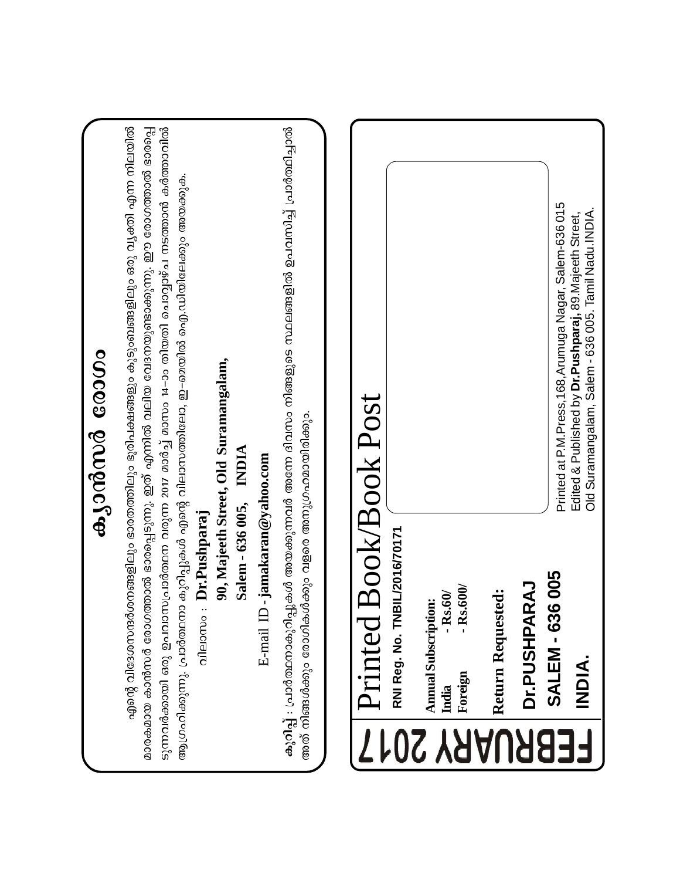# ക്യാൻസർ രോഗം

എന്റെ വിദേശസന്ദർശനങ്ങളിലും ഭാരതത്തിലും ഭൂരിപക്ഷങ്ങളും കുടുംബങ്ങളിലും ഒരു വ്യക്തി എന്ന നിലയിൽ മാരകമായ കാൻസർ രോഗത്താൽ ഭാരപ്പെടുന്നു. ഇത് എന്നിൽ വലിയ വേദനയുണ്ടാക്കുന്നു. ഈ രോഗത്താൽ ഭാരപ്പെടുന്നവർക്കായി ഒരു ഉപവാസപ്രാർത്ഥന വരുന്ന 2017 മാർച്ച് മാസം 14–ാം തിയതി ചൊവ്വാഴ്ച നടത്താൻ കർത്താവിൽ ആഗ്രഹിക്കുന്നു. പ്രാർത്ഥനാ കുറിപ്പുകൾ എന്റെ വിലാസത്തിലോ, ഇ–മെയിൽ ഐ.ഡിയിലേക്കും അയക്കുക.

വിലാസം : **Dr.Pushparaj**

**90, Majeeth Street, Old Suramangalam,**

**Salem - 636 005, INDIA**

E-mail ID - **jamakaran@yahoo.com**

**കുറിപ്പ്** : പ്രാർത്ഥനാകുറിപ്പുകൾ അയക്കുന്നവർ അന്നേ ദിവസം നിങ്ങളുടെ സ്ഥലങ്ങളിൽ ഉപവസിച്ച് പ്രാർത്ഥിച്ചാൽ അത് നിങ്ങൾക്കും രോഗികൾക്കും വളരെ അനുഗ്രഹമായിരിക്കും.

# FEBRUARY 2017

## Printed Book/Book Post

**RNI Reg. No. TNBIL/2016/70171**

**Annual Subscription:**
**India - Rs.60/**
**Foreign - Rs.600/**

**Return Requested:**

**Dr.PUSHPARAJ**
**SALEM - 636 005**
**INDIA.**

Printed at P.M.Press,168,Arumuga Nagar, Salem-636 015
Edited & Published by **Dr.Pushparaj,** 89.Majeeth Street,
Old Suramangalam, Salem - 636 005. Tamil Nadu.INDIA.